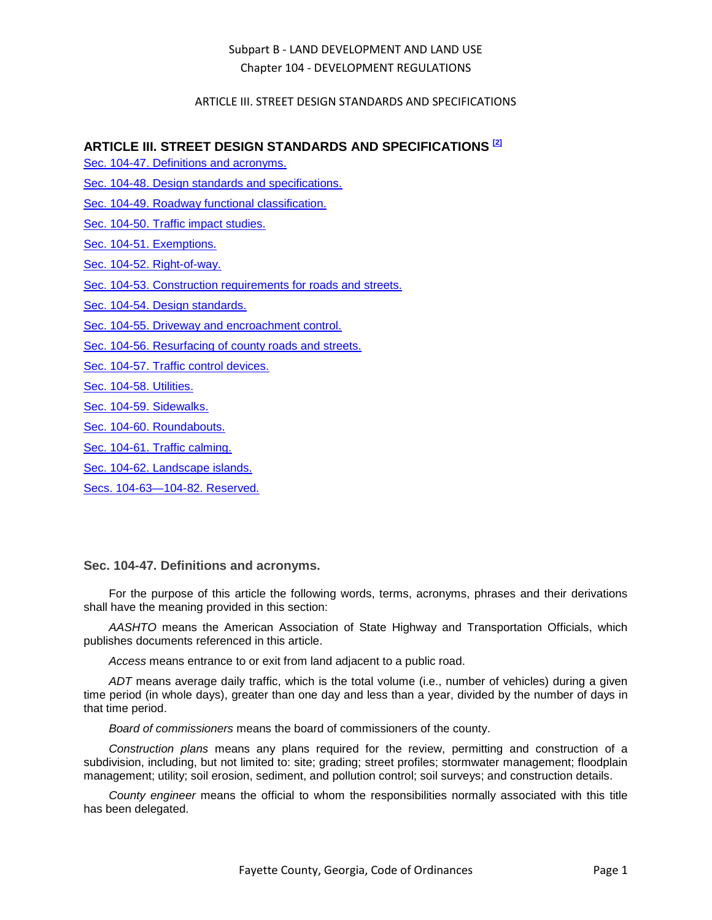# ARTICLE III. STREET DESIGN STANDARDS AND SPECIFICATIONS [2]

[Sec. 104-47. Definitions and acronyms.]
[Sec. 104-48. Design standards and specifications.]
[Sec. 104-49. Roadway functional classification.]
[Sec. 104-50. Traffic impact studies.]
[Sec. 104-51. Exemptions.]
[Sec. 104-52. Right-of-way.]
[Sec. 104-53. Construction requirements for roads and streets.]
[Sec. 104-54. Design standards.]
[Sec. 104-55. Driveway and encroachment control.]
[Sec. 104-56. Resurfacing of county roads and streets.]
[Sec. 104-57. Traffic control devices.]
[Sec. 104-58. Utilities.]
[Sec. 104-59. Sidewalks.]
[Sec. 104-60. Roundabouts.]
[Sec. 104-61. Traffic calming.]
[Sec. 104-62. Landscape islands.]
[Secs. 104-63—104-82. Reserved.]

## Sec. 104-47. Definitions and acronyms.

For the purpose of this article the following words, terms, acronyms, phrases and their derivations shall have the meaning provided in this section:

*AASHTO* means the American Association of State Highway and Transportation Officials, which publishes documents referenced in this article.

*Access* means entrance to or exit from land adjacent to a public road.

*ADT* means average daily traffic, which is the total volume (i.e., number of vehicles) during a given time period (in whole days), greater than one day and less than a year, divided by the number of days in that time period.

*Board of commissioners* means the board of commissioners of the county.

*Construction plans* means any plans required for the review, permitting and construction of a subdivision, including, but not limited to: site; grading; street profiles; stormwater management; floodplain management; utility; soil erosion, sediment, and pollution control; soil surveys; and construction details.

*County engineer* means the official to whom the responsibilities normally associated with this title has been delegated.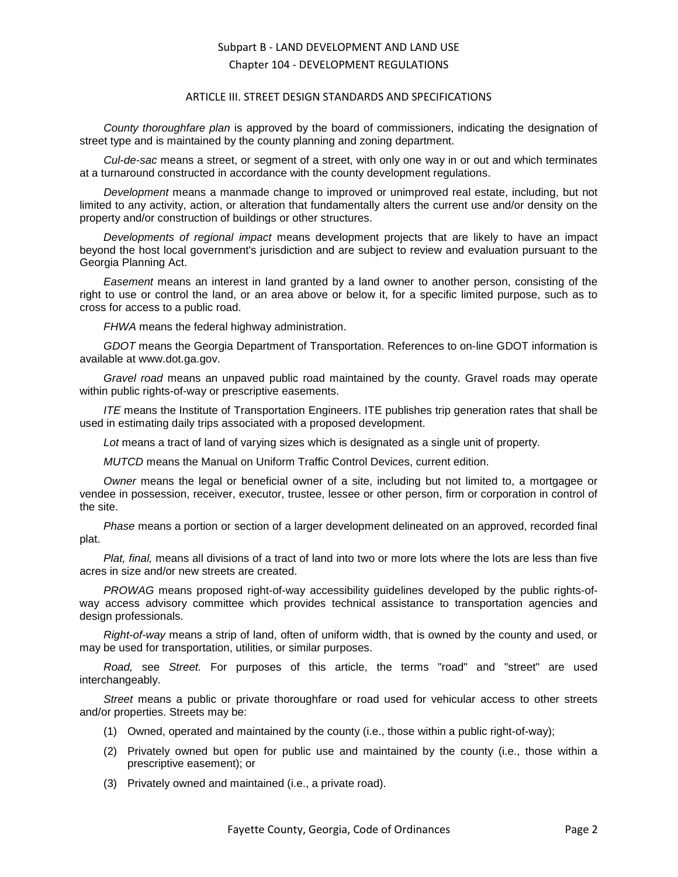*County thoroughfare plan* is approved by the board of commissioners, indicating the designation of street type and is maintained by the county planning and zoning department.

*Cul-de-sac* means a street, or segment of a street, with only one way in or out and which terminates at a turnaround constructed in accordance with the county development regulations.

*Development* means a manmade change to improved or unimproved real estate, including, but not limited to any activity, action, or alteration that fundamentally alters the current use and/or density on the property and/or construction of buildings or other structures.

*Developments of regional impact* means development projects that are likely to have an impact beyond the host local government's jurisdiction and are subject to review and evaluation pursuant to the Georgia Planning Act.

*Easement* means an interest in land granted by a land owner to another person, consisting of the right to use or control the land, or an area above or below it, for a specific limited purpose, such as to cross for access to a public road.

*FHWA* means the federal highway administration.

*GDOT* means the Georgia Department of Transportation. References to on-line GDOT information is available at www.dot.ga.gov.

*Gravel road* means an unpaved public road maintained by the county. Gravel roads may operate within public rights-of-way or prescriptive easements.

*ITE* means the Institute of Transportation Engineers. ITE publishes trip generation rates that shall be used in estimating daily trips associated with a proposed development.

*Lot* means a tract of land of varying sizes which is designated as a single unit of property.

*MUTCD* means the Manual on Uniform Traffic Control Devices, current edition.

*Owner* means the legal or beneficial owner of a site, including but not limited to, a mortgagee or vendee in possession, receiver, executor, trustee, lessee or other person, firm or corporation in control of the site.

*Phase* means a portion or section of a larger development delineated on an approved, recorded final plat.

*Plat, final,* means all divisions of a tract of land into two or more lots where the lots are less than five acres in size and/or new streets are created.

*PROWAG* means proposed right-of-way accessibility guidelines developed by the public rights-of-way access advisory committee which provides technical assistance to transportation agencies and design professionals.

*Right-of-way* means a strip of land, often of uniform width, that is owned by the county and used, or may be used for transportation, utilities, or similar purposes.

*Road,* see *Street.* For purposes of this article, the terms "road" and "street" are used interchangeably.

*Street* means a public or private thoroughfare or road used for vehicular access to other streets and/or properties. Streets may be:

(1) Owned, operated and maintained by the county (i.e., those within a public right-of-way);

(2) Privately owned but open for public use and maintained by the county (i.e., those within a prescriptive easement); or

(3) Privately owned and maintained (i.e., a private road).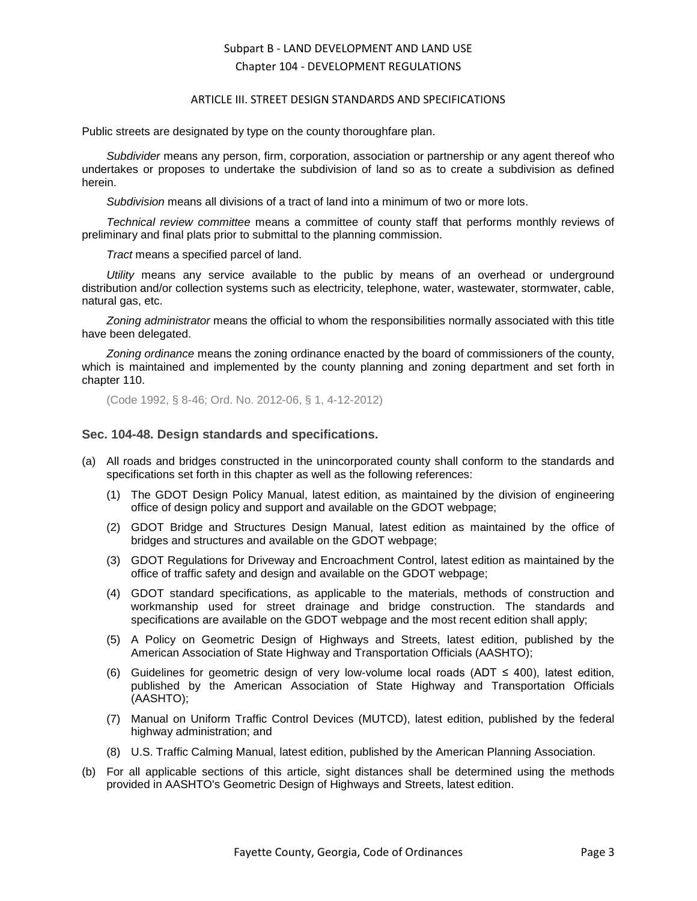Public streets are designated by type on the county thoroughfare plan.

*Subdivider* means any person, firm, corporation, association or partnership or any agent thereof who undertakes or proposes to undertake the subdivision of land so as to create a subdivision as defined herein.

*Subdivision* means all divisions of a tract of land into a minimum of two or more lots.

*Technical review committee* means a committee of county staff that performs monthly reviews of preliminary and final plats prior to submittal to the planning commission.

*Tract* means a specified parcel of land.

*Utility* means any service available to the public by means of an overhead or underground distribution and/or collection systems such as electricity, telephone, water, wastewater, stormwater, cable, natural gas, etc.

*Zoning administrator* means the official to whom the responsibilities normally associated with this title have been delegated.

*Zoning ordinance* means the zoning ordinance enacted by the board of commissioners of the county, which is maintained and implemented by the county planning and zoning department and set forth in chapter 110.

(Code 1992, § 8-46; Ord. No. 2012-06, § 1, 4-12-2012)

### Sec. 104-48. Design standards and specifications.

(a) All roads and bridges constructed in the unincorporated county shall conform to the standards and specifications set forth in this chapter as well as the following references:

  (1) The GDOT Design Policy Manual, latest edition, as maintained by the division of engineering office of design policy and support and available on the GDOT webpage;

  (2) GDOT Bridge and Structures Design Manual, latest edition as maintained by the office of bridges and structures and available on the GDOT webpage;

  (3) GDOT Regulations for Driveway and Encroachment Control, latest edition as maintained by the office of traffic safety and design and available on the GDOT webpage;

  (4) GDOT standard specifications, as applicable to the materials, methods of construction and workmanship used for street drainage and bridge construction. The standards and specifications are available on the GDOT webpage and the most recent edition shall apply;

  (5) A Policy on Geometric Design of Highways and Streets, latest edition, published by the American Association of State Highway and Transportation Officials (AASHTO);

  (6) Guidelines for geometric design of very low-volume local roads (ADT $\leq$ 400), latest edition, published by the American Association of State Highway and Transportation Officials (AASHTO);

  (7) Manual on Uniform Traffic Control Devices (MUTCD), latest edition, published by the federal highway administration; and

  (8) U.S. Traffic Calming Manual, latest edition, published by the American Planning Association.

(b) For all applicable sections of this article, sight distances shall be determined using the methods provided in AASHTO's Geometric Design of Highways and Streets, latest edition.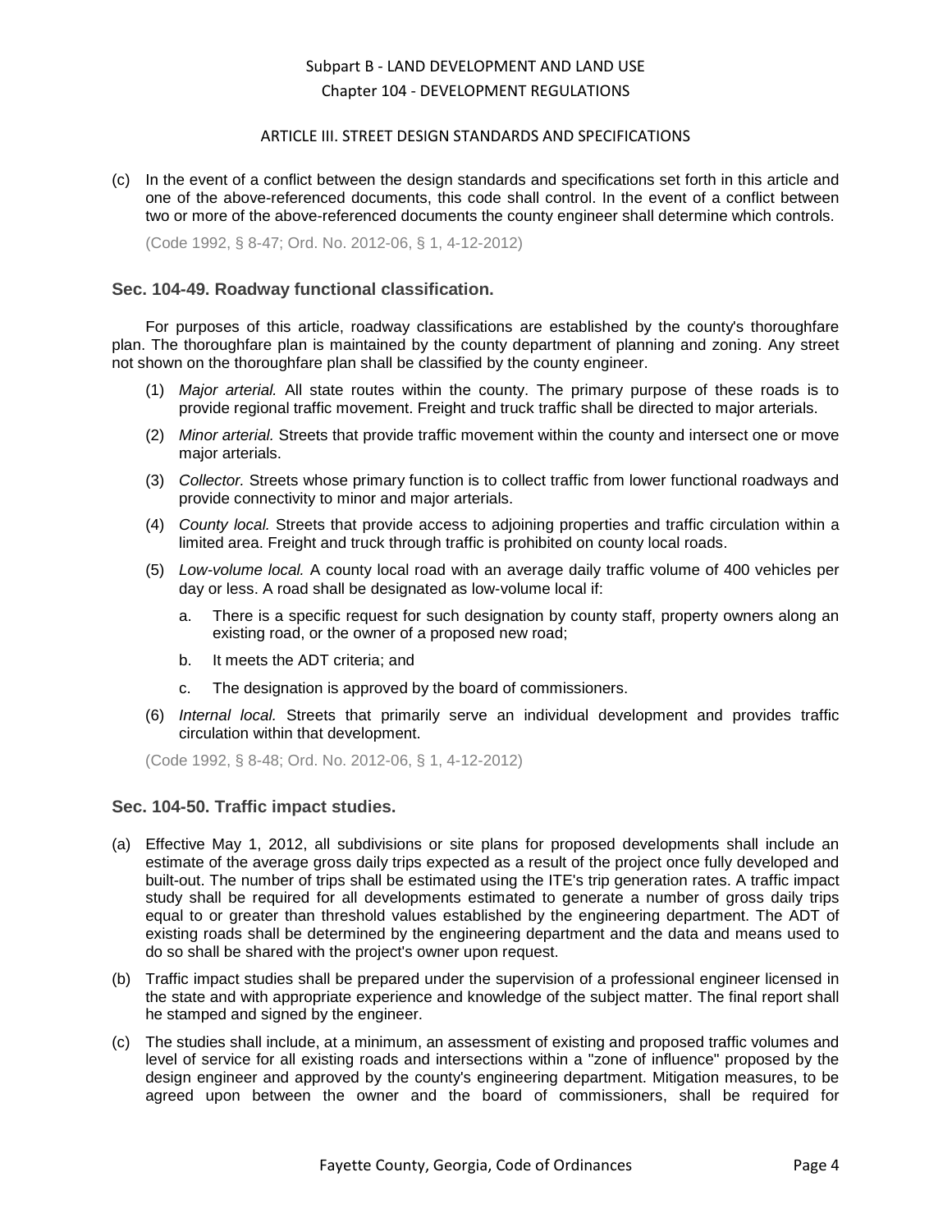(c) In the event of a conflict between the design standards and specifications set forth in this article and one of the above-referenced documents, this code shall control. In the event of a conflict between two or more of the above-referenced documents the county engineer shall determine which controls.

(Code 1992, § 8-47; Ord. No. 2012-06, § 1, 4-12-2012)

### Sec. 104-49. Roadway functional classification.

For purposes of this article, roadway classifications are established by the county's thoroughfare plan. The thoroughfare plan is maintained by the county department of planning and zoning. Any street not shown on the thoroughfare plan shall be classified by the county engineer.

(1) *Major arterial.* All state routes within the county. The primary purpose of these roads is to provide regional traffic movement. Freight and truck traffic shall be directed to major arterials.

(2) *Minor arterial.* Streets that provide traffic movement within the county and intersect one or move major arterials.

(3) *Collector.* Streets whose primary function is to collect traffic from lower functional roadways and provide connectivity to minor and major arterials.

(4) *County local.* Streets that provide access to adjoining properties and traffic circulation within a limited area. Freight and truck through traffic is prohibited on county local roads.

(5) *Low-volume local.* A county local road with an average daily traffic volume of 400 vehicles per day or less. A road shall be designated as low-volume local if:

   a. There is a specific request for such designation by county staff, property owners along an existing road, or the owner of a proposed new road;

   b. It meets the ADT criteria; and

   c. The designation is approved by the board of commissioners.

(6) *Internal local.* Streets that primarily serve an individual development and provides traffic circulation within that development.

(Code 1992, § 8-48; Ord. No. 2012-06, § 1, 4-12-2012)

### Sec. 104-50. Traffic impact studies.

(a) Effective May 1, 2012, all subdivisions or site plans for proposed developments shall include an estimate of the average gross daily trips expected as a result of the project once fully developed and built-out. The number of trips shall be estimated using the ITE's trip generation rates. A traffic impact study shall be required for all developments estimated to generate a number of gross daily trips equal to or greater than threshold values established by the engineering department. The ADT of existing roads shall be determined by the engineering department and the data and means used to do so shall be shared with the project's owner upon request.

(b) Traffic impact studies shall be prepared under the supervision of a professional engineer licensed in the state and with appropriate experience and knowledge of the subject matter. The final report shall he stamped and signed by the engineer.

(c) The studies shall include, at a minimum, an assessment of existing and proposed traffic volumes and level of service for all existing roads and intersections within a "zone of influence" proposed by the design engineer and approved by the county's engineering department. Mitigation measures, to be agreed upon between the owner and the board of commissioners, shall be required for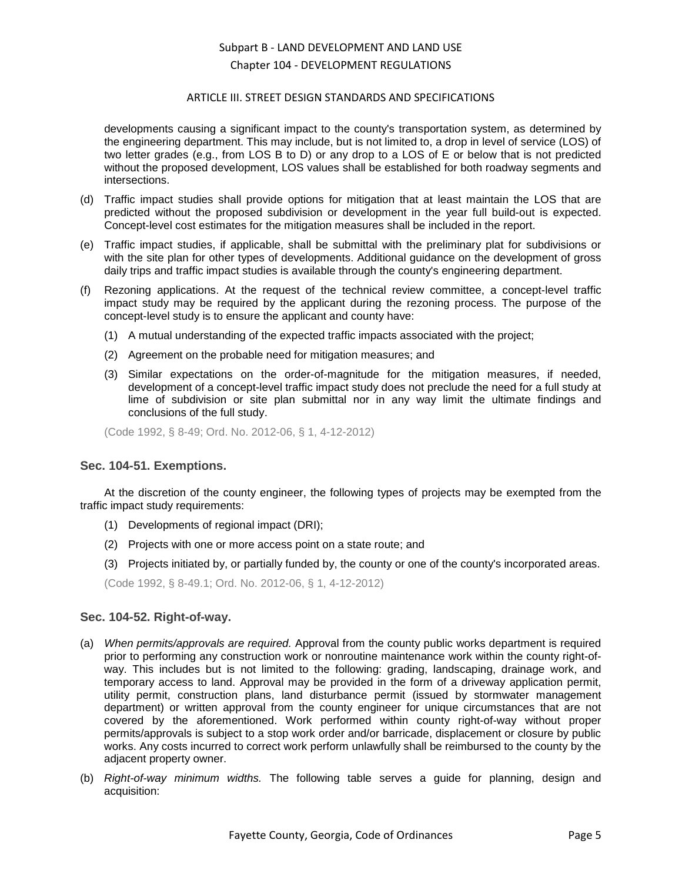developments causing a significant impact to the county's transportation system, as determined by the engineering department. This may include, but is not limited to, a drop in level of service (LOS) of two letter grades (e.g., from LOS B to D) or any drop to a LOS of E or below that is not predicted without the proposed development, LOS values shall be established for both roadway segments and intersections.

(d) Traffic impact studies shall provide options for mitigation that at least maintain the LOS that are predicted without the proposed subdivision or development in the year full build-out is expected. Concept-level cost estimates for the mitigation measures shall be included in the report.

(e) Traffic impact studies, if applicable, shall be submittal with the preliminary plat for subdivisions or with the site plan for other types of developments. Additional guidance on the development of gross daily trips and traffic impact studies is available through the county's engineering department.

(f) Rezoning applications. At the request of the technical review committee, a concept-level traffic impact study may be required by the applicant during the rezoning process. The purpose of the concept-level study is to ensure the applicant and county have:

(1) A mutual understanding of the expected traffic impacts associated with the project;

(2) Agreement on the probable need for mitigation measures; and

(3) Similar expectations on the order-of-magnitude for the mitigation measures, if needed, development of a concept-level traffic impact study does not preclude the need for a full study at lime of subdivision or site plan submittal nor in any way limit the ultimate findings and conclusions of the full study.

(Code 1992, § 8-49; Ord. No. 2012-06, § 1, 4-12-2012)

### Sec. 104-51. Exemptions.

At the discretion of the county engineer, the following types of projects may be exempted from the traffic impact study requirements:

(1) Developments of regional impact (DRI);

(2) Projects with one or more access point on a state route; and

(3) Projects initiated by, or partially funded by, the county or one of the county's incorporated areas.

(Code 1992, § 8-49.1; Ord. No. 2012-06, § 1, 4-12-2012)

### Sec. 104-52. Right-of-way.

(a) *When permits/approvals are required.* Approval from the county public works department is required prior to performing any construction work or nonroutine maintenance work within the county right-of-way. This includes but is not limited to the following: grading, landscaping, drainage work, and temporary access to land. Approval may be provided in the form of a driveway application permit, utility permit, construction plans, land disturbance permit (issued by stormwater management department) or written approval from the county engineer for unique circumstances that are not covered by the aforementioned. Work performed within county right-of-way without proper permits/approvals is subject to a stop work order and/or barricade, displacement or closure by public works. Any costs incurred to correct work perform unlawfully shall be reimbursed to the county by the adjacent property owner.

(b) *Right-of-way minimum widths.* The following table serves a guide for planning, design and acquisition: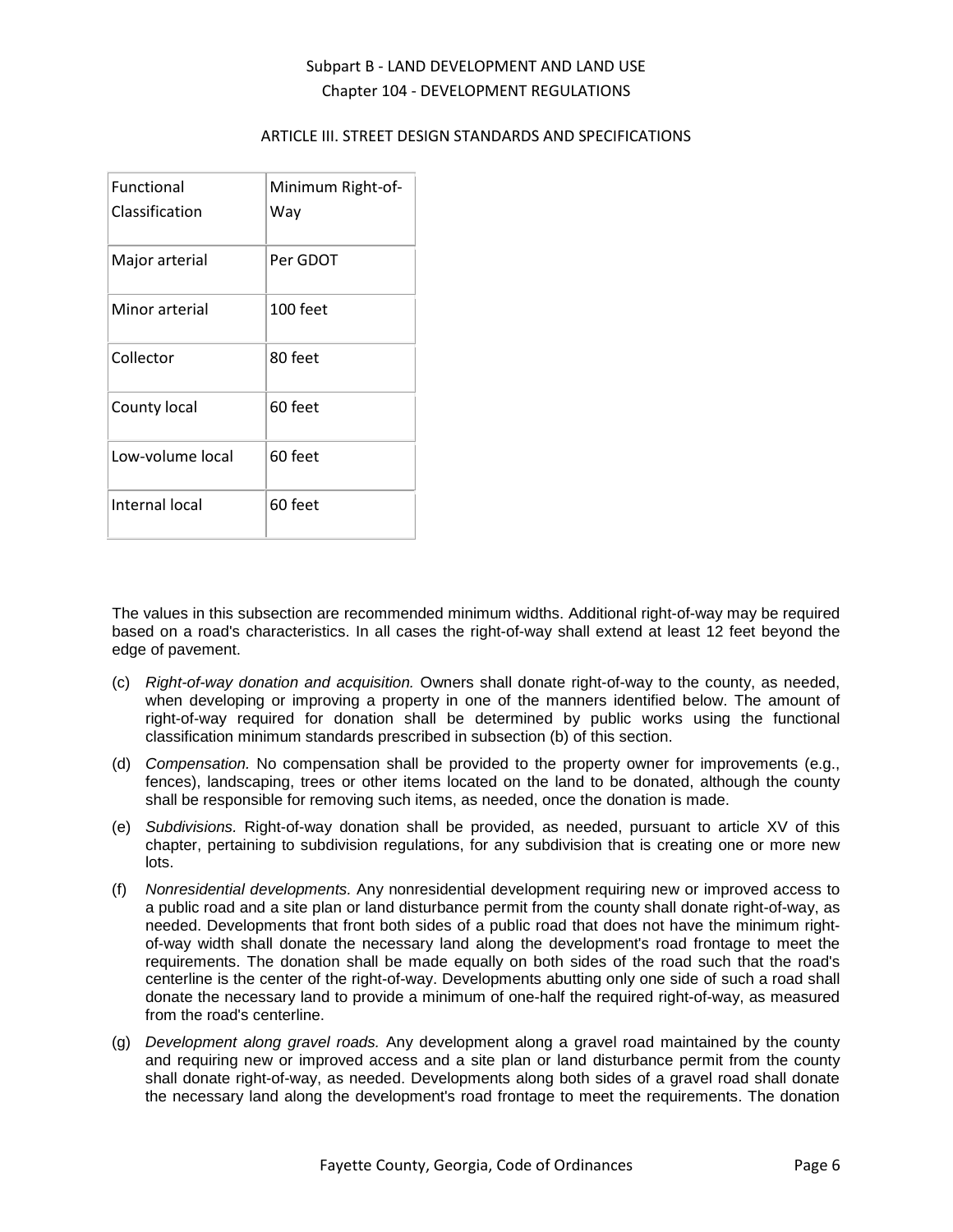| Functional Classification | Minimum Right-of-Way |
| --- | --- |
| Major arterial | Per GDOT |
| Minor arterial | 100 feet |
| Collector | 80 feet |
| County local | 60 feet |
| Low-volume local | 60 feet |
| Internal local | 60 feet |

The values in this subsection are recommended minimum widths. Additional right-of-way may be required based on a road's characteristics. In all cases the right-of-way shall extend at least 12 feet beyond the edge of pavement.

(c) *Right-of-way donation and acquisition.* Owners shall donate right-of-way to the county, as needed, when developing or improving a property in one of the manners identified below. The amount of right-of-way required for donation shall be determined by public works using the functional classification minimum standards prescribed in subsection (b) of this section.

(d) *Compensation.* No compensation shall be provided to the property owner for improvements (e.g., fences), landscaping, trees or other items located on the land to be donated, although the county shall be responsible for removing such items, as needed, once the donation is made.

(e) *Subdivisions.* Right-of-way donation shall be provided, as needed, pursuant to article XV of this chapter, pertaining to subdivision regulations, for any subdivision that is creating one or more new lots.

(f) *Nonresidential developments.* Any nonresidential development requiring new or improved access to a public road and a site plan or land disturbance permit from the county shall donate right-of-way, as needed. Developments that front both sides of a public road that does not have the minimum right-of-way width shall donate the necessary land along the development's road frontage to meet the requirements. The donation shall be made equally on both sides of the road such that the road's centerline is the center of the right-of-way. Developments abutting only one side of such a road shall donate the necessary land to provide a minimum of one-half the required right-of-way, as measured from the road's centerline.

(g) *Development along gravel roads.* Any development along a gravel road maintained by the county and requiring new or improved access and a site plan or land disturbance permit from the county shall donate right-of-way, as needed. Developments along both sides of a gravel road shall donate the necessary land along the development's road frontage to meet the requirements. The donation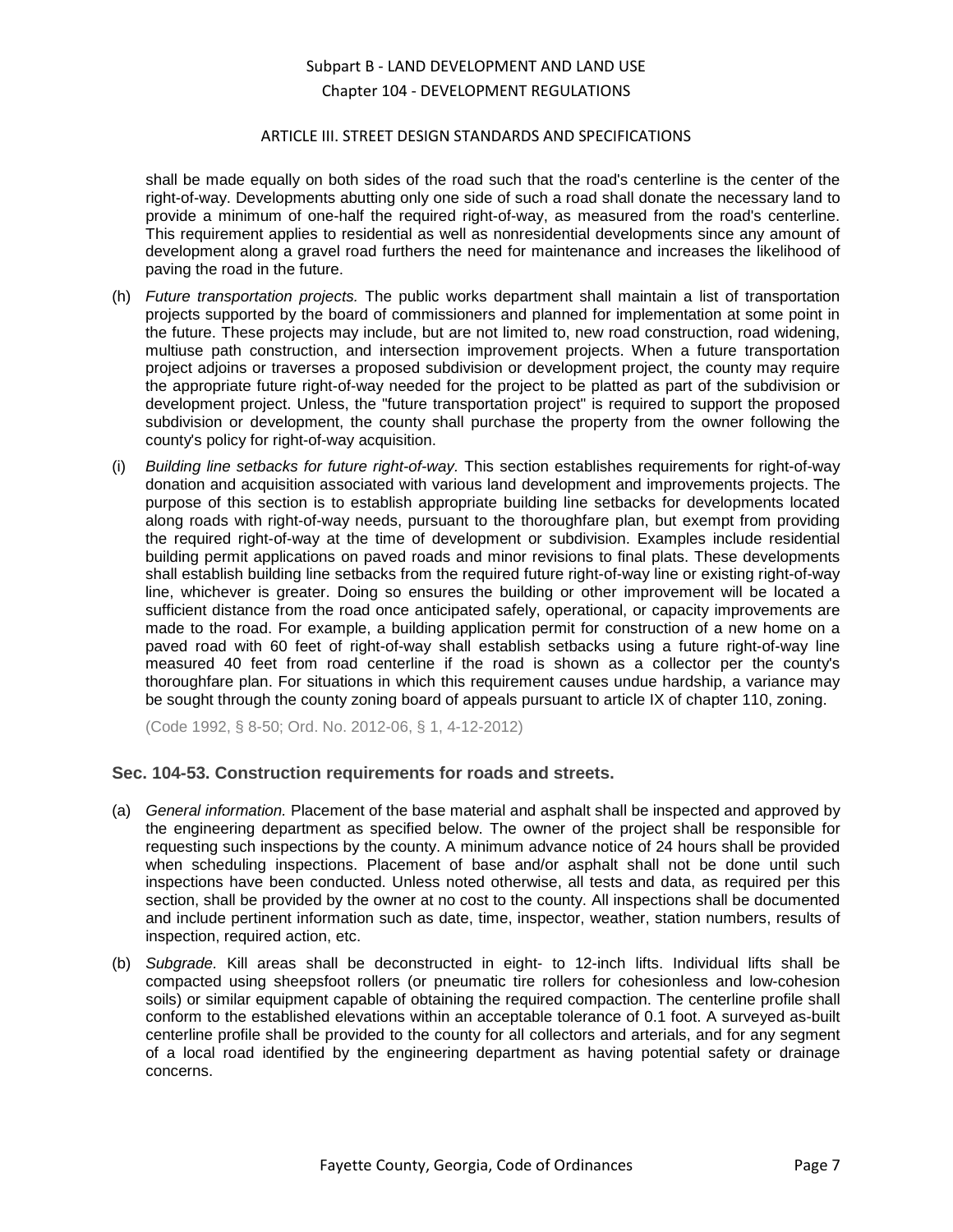shall be made equally on both sides of the road such that the road's centerline is the center of the right-of-way. Developments abutting only one side of such a road shall donate the necessary land to provide a minimum of one-half the required right-of-way, as measured from the road's centerline. This requirement applies to residential as well as nonresidential developments since any amount of development along a gravel road furthers the need for maintenance and increases the likelihood of paving the road in the future.

(h) *Future transportation projects.* The public works department shall maintain a list of transportation projects supported by the board of commissioners and planned for implementation at some point in the future. These projects may include, but are not limited to, new road construction, road widening, multiuse path construction, and intersection improvement projects. When a future transportation project adjoins or traverses a proposed subdivision or development project, the county may require the appropriate future right-of-way needed for the project to be platted as part of the subdivision or development project. Unless, the "future transportation project" is required to support the proposed subdivision or development, the county shall purchase the property from the owner following the county's policy for right-of-way acquisition.

(i) *Building line setbacks for future right-of-way.* This section establishes requirements for right-of-way donation and acquisition associated with various land development and improvements projects. The purpose of this section is to establish appropriate building line setbacks for developments located along roads with right-of-way needs, pursuant to the thoroughfare plan, but exempt from providing the required right-of-way at the time of development or subdivision. Examples include residential building permit applications on paved roads and minor revisions to final plats. These developments shall establish building line setbacks from the required future right-of-way line or existing right-of-way line, whichever is greater. Doing so ensures the building or other improvement will be located a sufficient distance from the road once anticipated safely, operational, or capacity improvements are made to the road. For example, a building application permit for construction of a new home on a paved road with 60 feet of right-of-way shall establish setbacks using a future right-of-way line measured 40 feet from road centerline if the road is shown as a collector per the county's thoroughfare plan. For situations in which this requirement causes undue hardship, a variance may be sought through the county zoning board of appeals pursuant to article IX of chapter 110, zoning.

(Code 1992, § 8-50; Ord. No. 2012-06, § 1, 4-12-2012)

### Sec. 104-53. Construction requirements for roads and streets.

(a) *General information.* Placement of the base material and asphalt shall be inspected and approved by the engineering department as specified below. The owner of the project shall be responsible for requesting such inspections by the county. A minimum advance notice of 24 hours shall be provided when scheduling inspections. Placement of base and/or asphalt shall not be done until such inspections have been conducted. Unless noted otherwise, all tests and data, as required per this section, shall be provided by the owner at no cost to the county. All inspections shall be documented and include pertinent information such as date, time, inspector, weather, station numbers, results of inspection, required action, etc.

(b) *Subgrade.* Kill areas shall be deconstructed in eight- to 12-inch lifts. Individual lifts shall be compacted using sheepsfoot rollers (or pneumatic tire rollers for cohesionless and low-cohesion soils) or similar equipment capable of obtaining the required compaction. The centerline profile shall conform to the established elevations within an acceptable tolerance of 0.1 foot. A surveyed as-built centerline profile shall be provided to the county for all collectors and arterials, and for any segment of a local road identified by the engineering department as having potential safety or drainage concerns.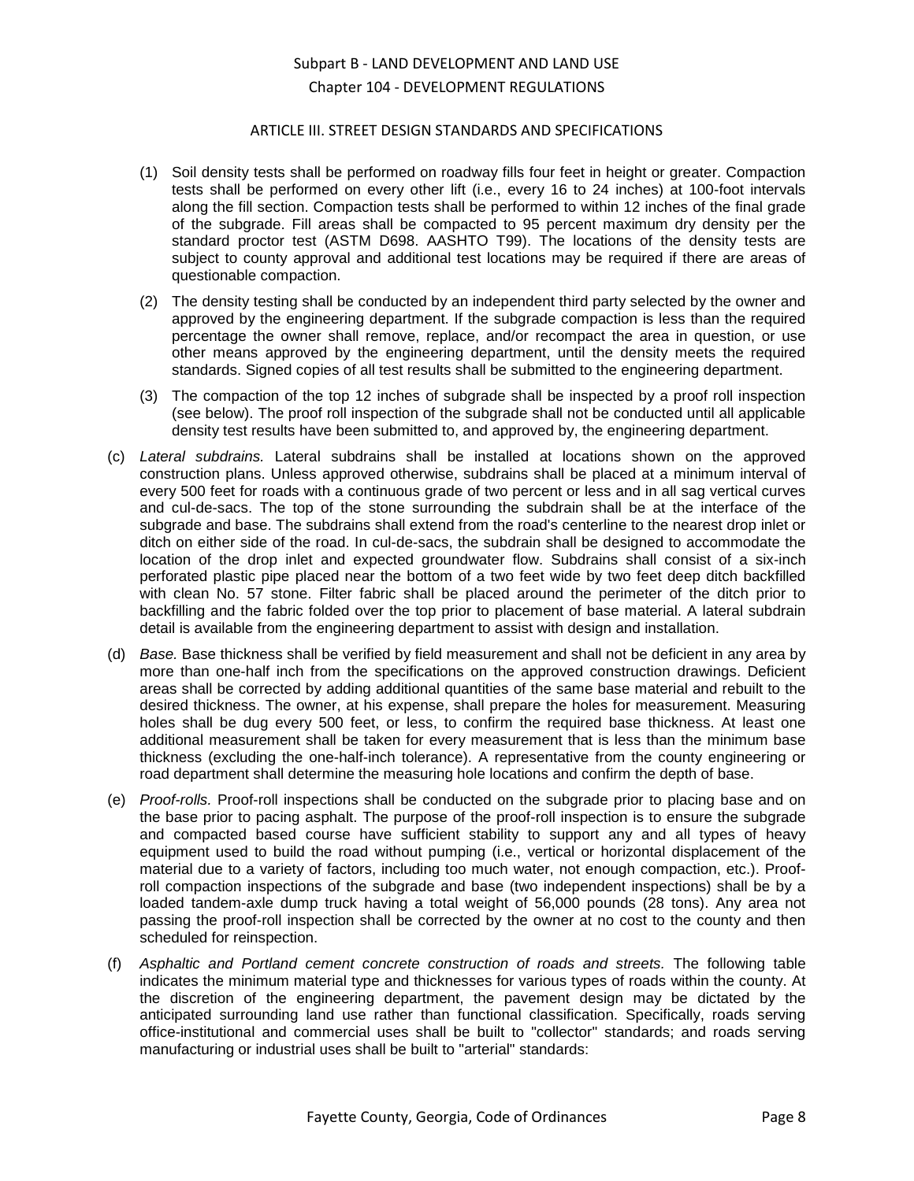(1) Soil density tests shall be performed on roadway fills four feet in height or greater. Compaction tests shall be performed on every other lift (i.e., every 16 to 24 inches) at 100-foot intervals along the fill section. Compaction tests shall be performed to within 12 inches of the final grade of the subgrade. Fill areas shall be compacted to 95 percent maximum dry density per the standard proctor test (ASTM D698. AASHTO T99). The locations of the density tests are subject to county approval and additional test locations may be required if there are areas of questionable compaction.

(2) The density testing shall be conducted by an independent third party selected by the owner and approved by the engineering department. If the subgrade compaction is less than the required percentage the owner shall remove, replace, and/or recompact the area in question, or use other means approved by the engineering department, until the density meets the required standards. Signed copies of all test results shall be submitted to the engineering department.

(3) The compaction of the top 12 inches of subgrade shall be inspected by a proof roll inspection (see below). The proof roll inspection of the subgrade shall not be conducted until all applicable density test results have been submitted to, and approved by, the engineering department.

(c) *Lateral subdrains.* Lateral subdrains shall be installed at locations shown on the approved construction plans. Unless approved otherwise, subdrains shall be placed at a minimum interval of every 500 feet for roads with a continuous grade of two percent or less and in all sag vertical curves and cul-de-sacs. The top of the stone surrounding the subdrain shall be at the interface of the subgrade and base. The subdrains shall extend from the road's centerline to the nearest drop inlet or ditch on either side of the road. In cul-de-sacs, the subdrain shall be designed to accommodate the location of the drop inlet and expected groundwater flow. Subdrains shall consist of a six-inch perforated plastic pipe placed near the bottom of a two feet wide by two feet deep ditch backfilled with clean No. 57 stone. Filter fabric shall be placed around the perimeter of the ditch prior to backfilling and the fabric folded over the top prior to placement of base material. A lateral subdrain detail is available from the engineering department to assist with design and installation.

(d) *Base.* Base thickness shall be verified by field measurement and shall not be deficient in any area by more than one-half inch from the specifications on the approved construction drawings. Deficient areas shall be corrected by adding additional quantities of the same base material and rebuilt to the desired thickness. The owner, at his expense, shall prepare the holes for measurement. Measuring holes shall be dug every 500 feet, or less, to confirm the required base thickness. At least one additional measurement shall be taken for every measurement that is less than the minimum base thickness (excluding the one-half-inch tolerance). A representative from the county engineering or road department shall determine the measuring hole locations and confirm the depth of base.

(e) *Proof-rolls.* Proof-roll inspections shall be conducted on the subgrade prior to placing base and on the base prior to pacing asphalt. The purpose of the proof-roll inspection is to ensure the subgrade and compacted based course have sufficient stability to support any and all types of heavy equipment used to build the road without pumping (i.e., vertical or horizontal displacement of the material due to a variety of factors, including too much water, not enough compaction, etc.). Proof-roll compaction inspections of the subgrade and base (two independent inspections) shall be by a loaded tandem-axle dump truck having a total weight of 56,000 pounds (28 tons). Any area not passing the proof-roll inspection shall be corrected by the owner at no cost to the county and then scheduled for reinspection.

(f) *Asphaltic and Portland cement concrete construction of roads and streets.* The following table indicates the minimum material type and thicknesses for various types of roads within the county. At the discretion of the engineering department, the pavement design may be dictated by the anticipated surrounding land use rather than functional classification. Specifically, roads serving office-institutional and commercial uses shall be built to "collector" standards; and roads serving manufacturing or industrial uses shall be built to "arterial" standards: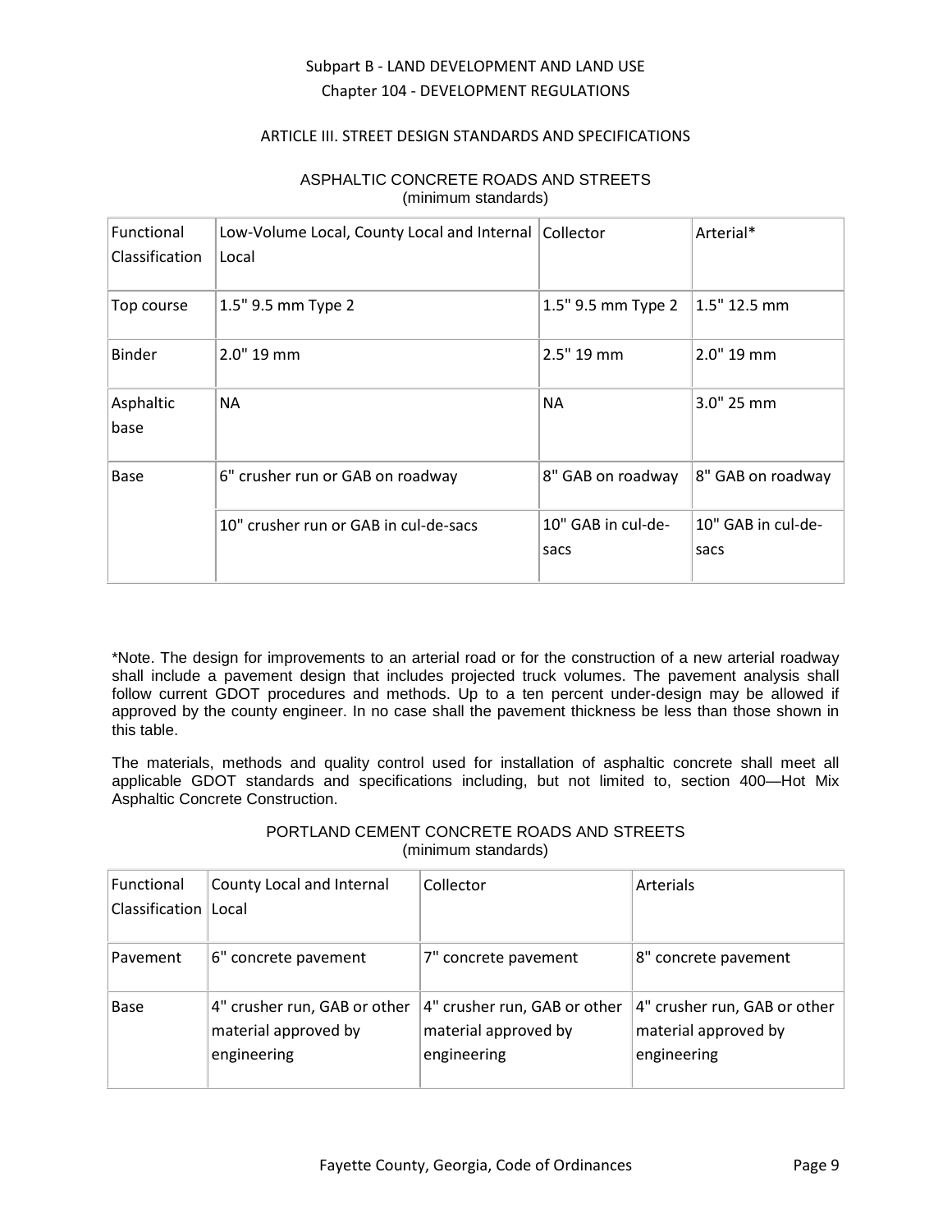ASPHALTIC CONCRETE ROADS AND STREETS
(minimum standards)

| Functional Classification | Low-Volume Local, County Local and Internal Local | Collector | Arterial* |
| --- | --- | --- | --- |
| Top course | 1.5" 9.5 mm Type 2 | 1.5" 9.5 mm Type 2 | 1.5" 12.5 mm |
| Binder | 2.0" 19 mm | 2.5" 19 mm | 2.0" 19 mm |
| Asphaltic base | NA | NA | 3.0" 25 mm |
| Base | 6" crusher run or GAB on roadway | 8" GAB on roadway | 8" GAB on roadway |
| | 10" crusher run or GAB in cul-de-sacs | 10" GAB in cul-de-sacs | 10" GAB in cul-de-sacs |

*Note. The design for improvements to an arterial road or for the construction of a new arterial roadway shall include a pavement design that includes projected truck volumes. The pavement analysis shall follow current GDOT procedures and methods. Up to a ten percent under-design may be allowed if approved by the county engineer. In no case shall the pavement thickness be less than those shown in this table.

The materials, methods and quality control used for installation of asphaltic concrete shall meet all applicable GDOT standards and specifications including, but not limited to, section 400—Hot Mix Asphaltic Concrete Construction.

PORTLAND CEMENT CONCRETE ROADS AND STREETS
(minimum standards)

| Functional Classification | County Local and Internal Local | Collector | Arterials |
| --- | --- | --- | --- |
| Pavement | 6" concrete pavement | 7" concrete pavement | 8" concrete pavement |
| Base | 4" crusher run, GAB or other material approved by engineering | 4" crusher run, GAB or other material approved by engineering | 4" crusher run, GAB or other material approved by engineering |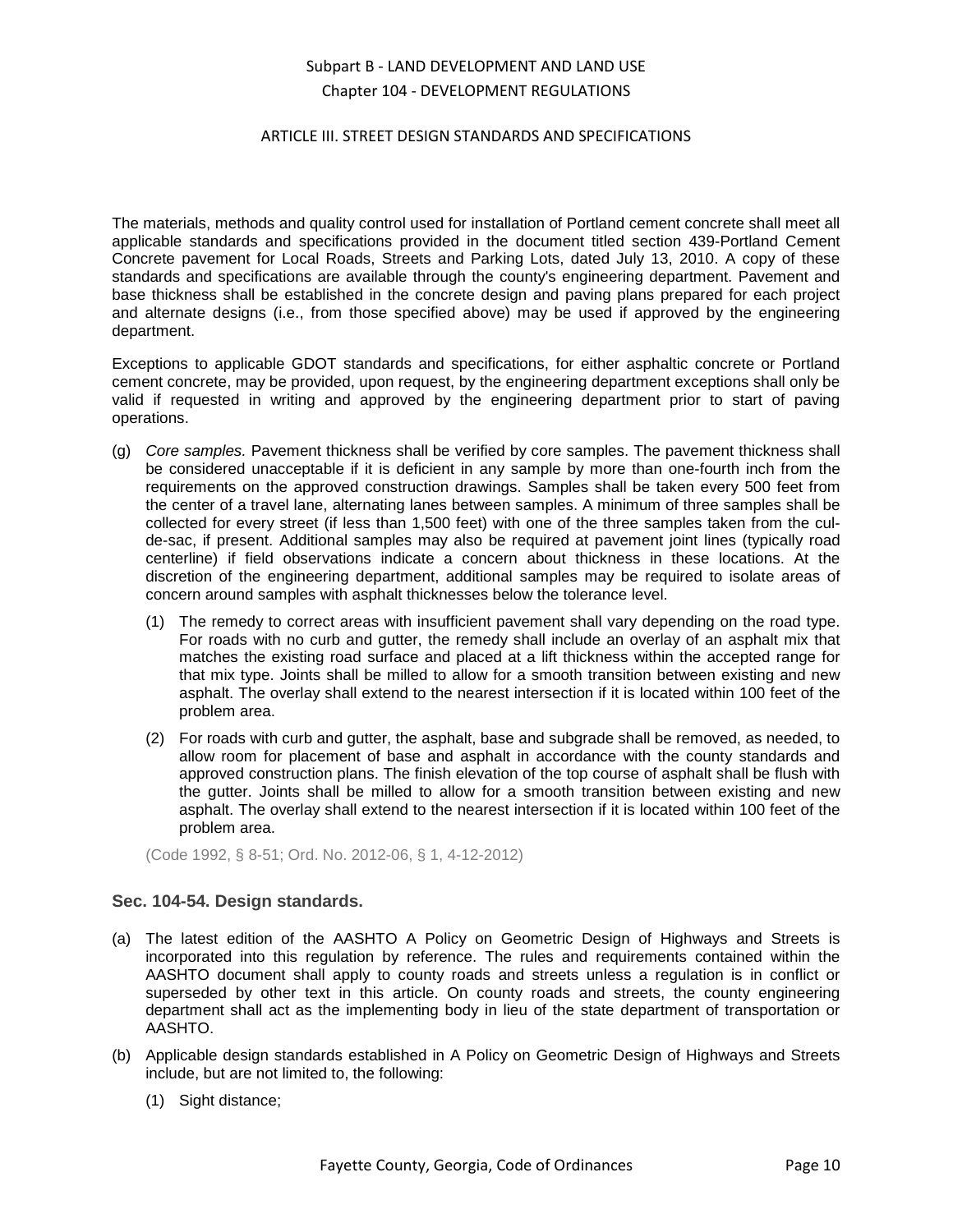The materials, methods and quality control used for installation of Portland cement concrete shall meet all applicable standards and specifications provided in the document titled section 439-Portland Cement Concrete pavement for Local Roads, Streets and Parking Lots, dated July 13, 2010. A copy of these standards and specifications are available through the county's engineering department. Pavement and base thickness shall be established in the concrete design and paving plans prepared for each project and alternate designs (i.e., from those specified above) may be used if approved by the engineering department.

Exceptions to applicable GDOT standards and specifications, for either asphaltic concrete or Portland cement concrete, may be provided, upon request, by the engineering department exceptions shall only be valid if requested in writing and approved by the engineering department prior to start of paving operations.

(g) *Core samples.* Pavement thickness shall be verified by core samples. The pavement thickness shall be considered unacceptable if it is deficient in any sample by more than one-fourth inch from the requirements on the approved construction drawings. Samples shall be taken every 500 feet from the center of a travel lane, alternating lanes between samples. A minimum of three samples shall be collected for every street (if less than 1,500 feet) with one of the three samples taken from the cul-de-sac, if present. Additional samples may also be required at pavement joint lines (typically road centerline) if field observations indicate a concern about thickness in these locations. At the discretion of the engineering department, additional samples may be required to isolate areas of concern around samples with asphalt thicknesses below the tolerance level.

   (1) The remedy to correct areas with insufficient pavement shall vary depending on the road type. For roads with no curb and gutter, the remedy shall include an overlay of an asphalt mix that matches the existing road surface and placed at a lift thickness within the accepted range for that mix type. Joints shall be milled to allow for a smooth transition between existing and new asphalt. The overlay shall extend to the nearest intersection if it is located within 100 feet of the problem area.

   (2) For roads with curb and gutter, the asphalt, base and subgrade shall be removed, as needed, to allow room for placement of base and asphalt in accordance with the county standards and approved construction plans. The finish elevation of the top course of asphalt shall be flush with the gutter. Joints shall be milled to allow for a smooth transition between existing and new asphalt. The overlay shall extend to the nearest intersection if it is located within 100 feet of the problem area.

(Code 1992, § 8-51; Ord. No. 2012-06, § 1, 4-12-2012)

### Sec. 104-54. Design standards.

(a) The latest edition of the AASHTO A Policy on Geometric Design of Highways and Streets is incorporated into this regulation by reference. The rules and requirements contained within the AASHTO document shall apply to county roads and streets unless a regulation is in conflict or superseded by other text in this article. On county roads and streets, the county engineering department shall act as the implementing body in lieu of the state department of transportation or AASHTO.

(b) Applicable design standards established in A Policy on Geometric Design of Highways and Streets include, but are not limited to, the following:

   (1) Sight distance;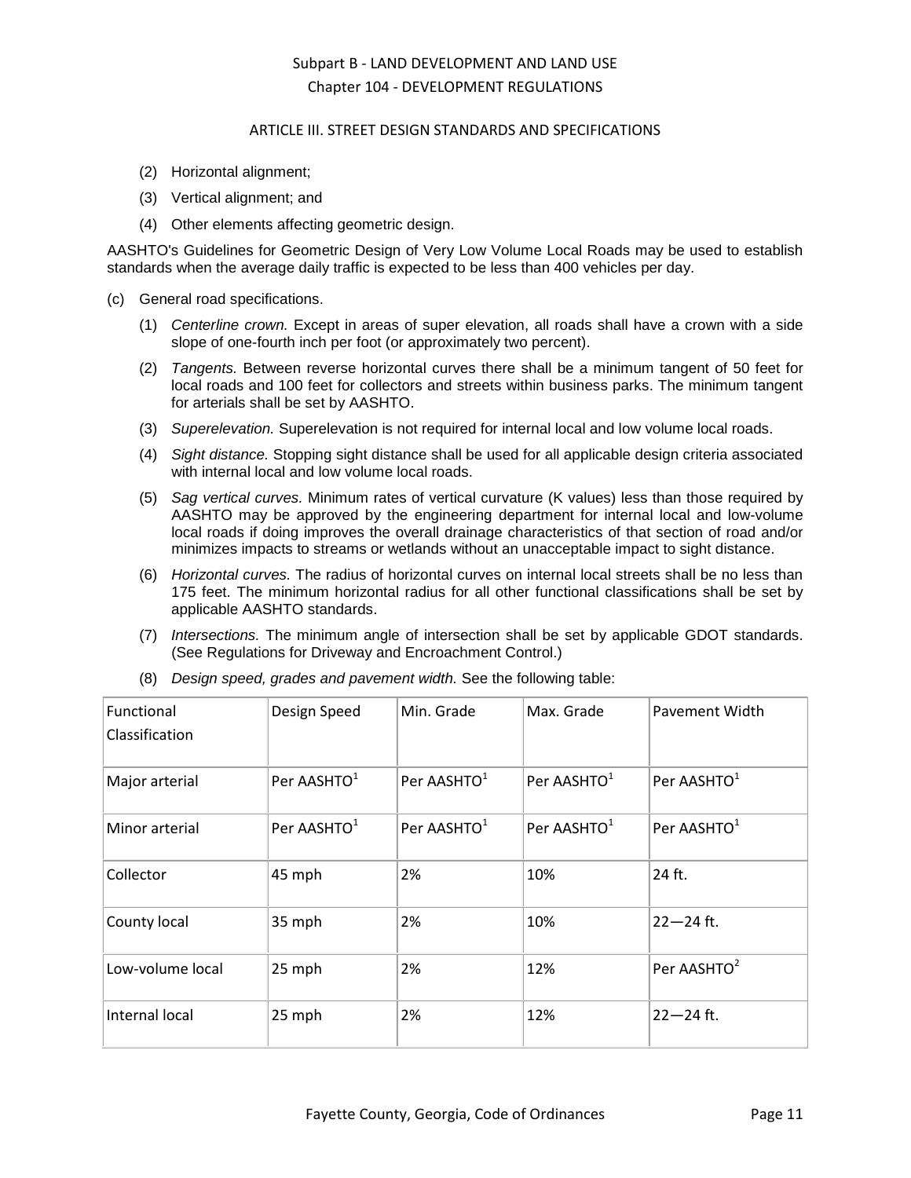(2) Horizontal alignment;

(3) Vertical alignment; and

(4) Other elements affecting geometric design.

AASHTO's Guidelines for Geometric Design of Very Low Volume Local Roads may be used to establish standards when the average daily traffic is expected to be less than 400 vehicles per day.

(c) General road specifications.

(1) *Centerline crown.* Except in areas of super elevation, all roads shall have a crown with a side slope of one-fourth inch per foot (or approximately two percent).

(2) *Tangents.* Between reverse horizontal curves there shall be a minimum tangent of 50 feet for local roads and 100 feet for collectors and streets within business parks. The minimum tangent for arterials shall be set by AASHTO.

(3) *Superelevation.* Superelevation is not required for internal local and low volume local roads.

(4) *Sight distance.* Stopping sight distance shall be used for all applicable design criteria associated with internal local and low volume local roads.

(5) *Sag vertical curves.* Minimum rates of vertical curvature (K values) less than those required by AASHTO may be approved by the engineering department for internal local and low-volume local roads if doing improves the overall drainage characteristics of that section of road and/or minimizes impacts to streams or wetlands without an unacceptable impact to sight distance.

(6) *Horizontal curves.* The radius of horizontal curves on internal local streets shall be no less than 175 feet. The minimum horizontal radius for all other functional classifications shall be set by applicable AASHTO standards.

(7) *Intersections.* The minimum angle of intersection shall be set by applicable GDOT standards. (See Regulations for Driveway and Encroachment Control.)

(8) *Design speed, grades and pavement width.* See the following table:

| Functional Classification | Design Speed | Min. Grade | Max. Grade | Pavement Width |
|---|---|---|---|---|
| Major arterial | Per AASHTO[1] | Per AASHTO[1] | Per AASHTO[1] | Per AASHTO[1] |
| Minor arterial | Per AASHTO[1] | Per AASHTO[1] | Per AASHTO[1] | Per AASHTO[1] |
| Collector | 45 mph | 2% | 10% | 24 ft. |
| County local | 35 mph | 2% | 10% | 22—24 ft. |
| Low-volume local | 25 mph | 2% | 12% | Per AASHTO[2] |
| Internal local | 25 mph | 2% | 12% | 22—24 ft. |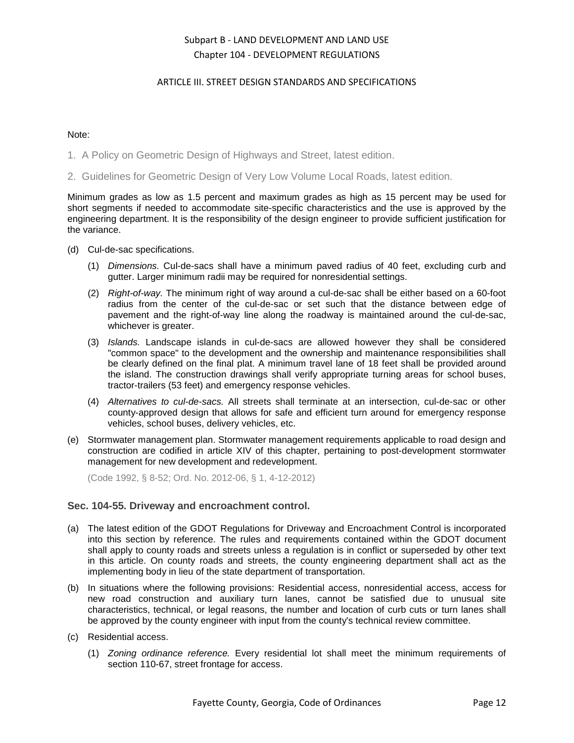Note:

1. A Policy on Geometric Design of Highways and Street, latest edition.

2. Guidelines for Geometric Design of Very Low Volume Local Roads, latest edition.

Minimum grades as low as 1.5 percent and maximum grades as high as 15 percent may be used for short segments if needed to accommodate site-specific characteristics and the use is approved by the engineering department. It is the responsibility of the design engineer to provide sufficient justification for the variance.

(d) Cul-de-sac specifications.

(1) *Dimensions.* Cul-de-sacs shall have a minimum paved radius of 40 feet, excluding curb and gutter. Larger minimum radii may be required for nonresidential settings.

(2) *Right-of-way.* The minimum right of way around a cul-de-sac shall be either based on a 60-foot radius from the center of the cul-de-sac or set such that the distance between edge of pavement and the right-of-way line along the roadway is maintained around the cul-de-sac, whichever is greater.

(3) *Islands.* Landscape islands in cul-de-sacs are allowed however they shall be considered "common space" to the development and the ownership and maintenance responsibilities shall be clearly defined on the final plat. A minimum travel lane of 18 feet shall be provided around the island. The construction drawings shall verify appropriate turning areas for school buses, tractor-trailers (53 feet) and emergency response vehicles.

(4) *Alternatives to cul-de-sacs.* All streets shall terminate at an intersection, cul-de-sac or other county-approved design that allows for safe and efficient turn around for emergency response vehicles, school buses, delivery vehicles, etc.

(e) Stormwater management plan. Stormwater management requirements applicable to road design and construction are codified in article XIV of this chapter, pertaining to post-development stormwater management for new development and redevelopment.

(Code 1992, § 8-52; Ord. No. 2012-06, § 1, 4-12-2012)

### Sec. 104-55. Driveway and encroachment control.

(a) The latest edition of the GDOT Regulations for Driveway and Encroachment Control is incorporated into this section by reference. The rules and requirements contained within the GDOT document shall apply to county roads and streets unless a regulation is in conflict or superseded by other text in this article. On county roads and streets, the county engineering department shall act as the implementing body in lieu of the state department of transportation.

(b) In situations where the following provisions: Residential access, nonresidential access, access for new road construction and auxiliary turn lanes, cannot be satisfied due to unusual site characteristics, technical, or legal reasons, the number and location of curb cuts or turn lanes shall be approved by the county engineer with input from the county's technical review committee.

(c) Residential access.

(1) *Zoning ordinance reference.* Every residential lot shall meet the minimum requirements of section 110-67, street frontage for access.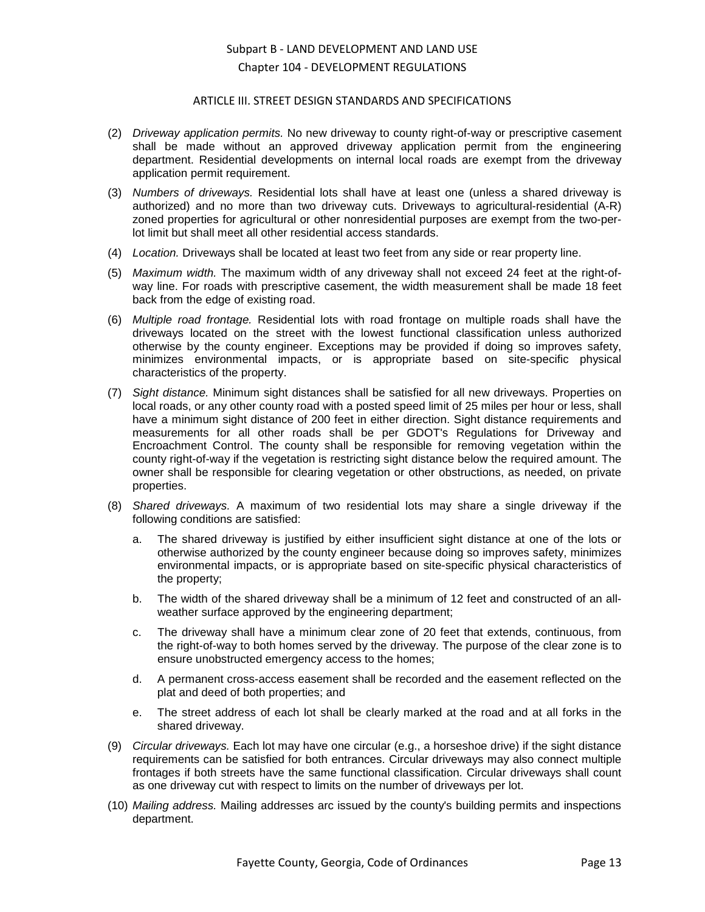(2) *Driveway application permits.* No new driveway to county right-of-way or prescriptive easement shall be made without an approved driveway application permit from the engineering department. Residential developments on internal local roads are exempt from the driveway application permit requirement.

(3) *Numbers of driveways.* Residential lots shall have at least one (unless a shared driveway is authorized) and no more than two driveway cuts. Driveways to agricultural-residential (A-R) zoned properties for agricultural or other nonresidential purposes are exempt from the two-per-lot limit but shall meet all other residential access standards.

(4) *Location.* Driveways shall be located at least two feet from any side or rear property line.

(5) *Maximum width.* The maximum width of any driveway shall not exceed 24 feet at the right-of-way line. For roads with prescriptive easement, the width measurement shall be made 18 feet back from the edge of existing road.

(6) *Multiple road frontage.* Residential lots with road frontage on multiple roads shall have the driveways located on the street with the lowest functional classification unless authorized otherwise by the county engineer. Exceptions may be provided if doing so improves safety, minimizes environmental impacts, or is appropriate based on site-specific physical characteristics of the property.

(7) *Sight distance.* Minimum sight distances shall be satisfied for all new driveways. Properties on local roads, or any other county road with a posted speed limit of 25 miles per hour or less, shall have a minimum sight distance of 200 feet in either direction. Sight distance requirements and measurements for all other roads shall be per GDOT's Regulations for Driveway and Encroachment Control. The county shall be responsible for removing vegetation within the county right-of-way if the vegetation is restricting sight distance below the required amount. The owner shall be responsible for clearing vegetation or other obstructions, as needed, on private properties.

(8) *Shared driveways.* A maximum of two residential lots may share a single driveway if the following conditions are satisfied:

   a. The shared driveway is justified by either insufficient sight distance at one of the lots or otherwise authorized by the county engineer because doing so improves safety, minimizes environmental impacts, or is appropriate based on site-specific physical characteristics of the property;

   b. The width of the shared driveway shall be a minimum of 12 feet and constructed of an all-weather surface approved by the engineering department;

   c. The driveway shall have a minimum clear zone of 20 feet that extends, continuous, from the right-of-way to both homes served by the driveway. The purpose of the clear zone is to ensure unobstructed emergency access to the homes;

   d. A permanent cross-access easement shall be recorded and the easement reflected on the plat and deed of both properties; and

   e. The street address of each lot shall be clearly marked at the road and at all forks in the shared driveway.

(9) *Circular driveways.* Each lot may have one circular (e.g., a horseshoe drive) if the sight distance requirements can be satisfied for both entrances. Circular driveways may also connect multiple frontages if both streets have the same functional classification. Circular driveways shall count as one driveway cut with respect to limits on the number of driveways per lot.

(10) *Mailing address.* Mailing addresses arc issued by the county's building permits and inspections department.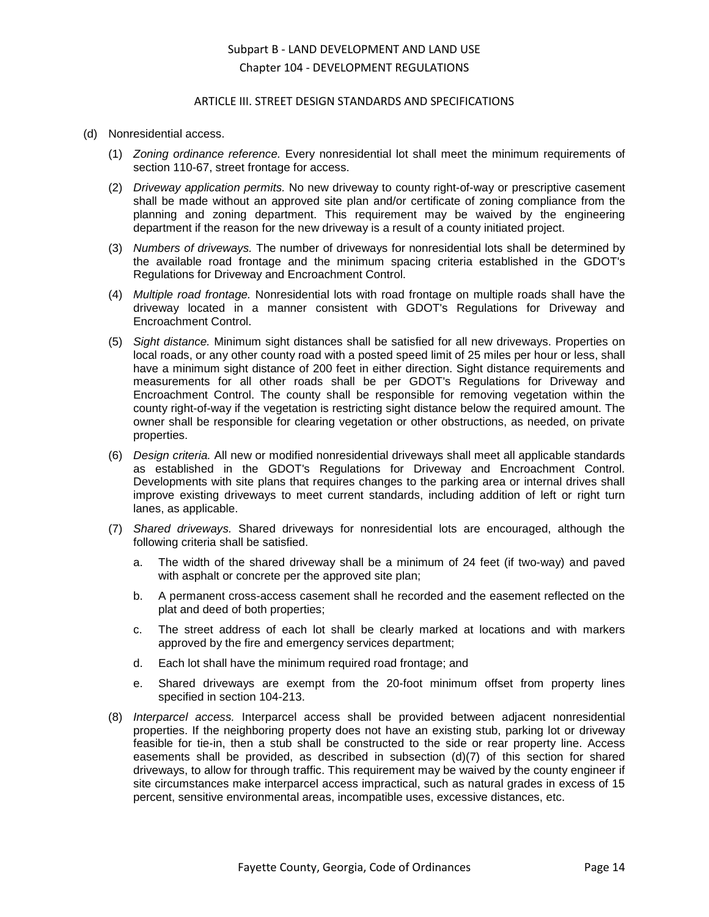(d) Nonresidential access.

(1) *Zoning ordinance reference.* Every nonresidential lot shall meet the minimum requirements of section 110-67, street frontage for access.

(2) *Driveway application permits.* No new driveway to county right-of-way or prescriptive easement shall be made without an approved site plan and/or certificate of zoning compliance from the planning and zoning department. This requirement may be waived by the engineering department if the reason for the new driveway is a result of a county initiated project.

(3) *Numbers of driveways.* The number of driveways for nonresidential lots shall be determined by the available road frontage and the minimum spacing criteria established in the GDOT's Regulations for Driveway and Encroachment Control.

(4) *Multiple road frontage.* Nonresidential lots with road frontage on multiple roads shall have the driveway located in a manner consistent with GDOT's Regulations for Driveway and Encroachment Control.

(5) *Sight distance.* Minimum sight distances shall be satisfied for all new driveways. Properties on local roads, or any other county road with a posted speed limit of 25 miles per hour or less, shall have a minimum sight distance of 200 feet in either direction. Sight distance requirements and measurements for all other roads shall be per GDOT's Regulations for Driveway and Encroachment Control. The county shall be responsible for removing vegetation within the county right-of-way if the vegetation is restricting sight distance below the required amount. The owner shall be responsible for clearing vegetation or other obstructions, as needed, on private properties.

(6) *Design criteria.* All new or modified nonresidential driveways shall meet all applicable standards as established in the GDOT's Regulations for Driveway and Encroachment Control. Developments with site plans that requires changes to the parking area or internal drives shall improve existing driveways to meet current standards, including addition of left or right turn lanes, as applicable.

(7) *Shared driveways.* Shared driveways for nonresidential lots are encouraged, although the following criteria shall be satisfied.

a. The width of the shared driveway shall be a minimum of 24 feet (if two-way) and paved with asphalt or concrete per the approved site plan;

b. A permanent cross-access easement shall he recorded and the easement reflected on the plat and deed of both properties;

c. The street address of each lot shall be clearly marked at locations and with markers approved by the fire and emergency services department;

d. Each lot shall have the minimum required road frontage; and

e. Shared driveways are exempt from the 20-foot minimum offset from property lines specified in section 104-213.

(8) *Interparcel access.* Interparcel access shall be provided between adjacent nonresidential properties. If the neighboring property does not have an existing stub, parking lot or driveway feasible for tie-in, then a stub shall be constructed to the side or rear property line. Access easements shall be provided, as described in subsection (d)(7) of this section for shared driveways, to allow for through traffic. This requirement may be waived by the county engineer if site circumstances make interparcel access impractical, such as natural grades in excess of 15 percent, sensitive environmental areas, incompatible uses, excessive distances, etc.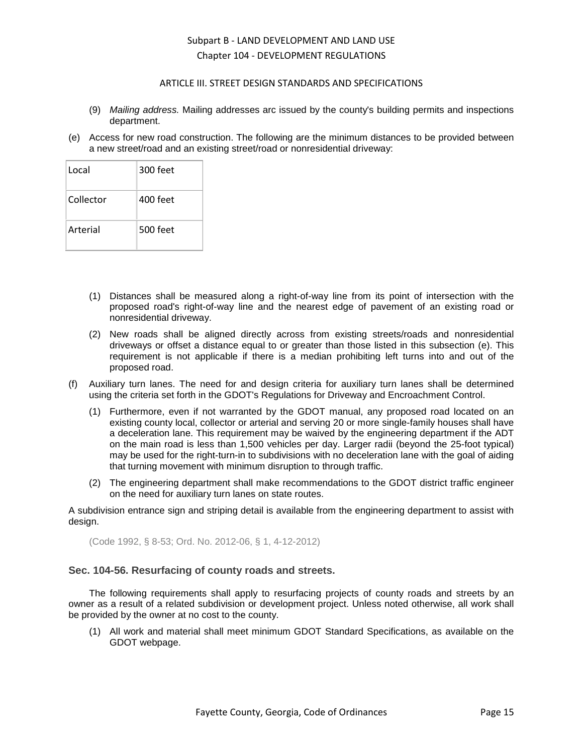(9) *Mailing address.* Mailing addresses arc issued by the county's building permits and inspections department.

(e) Access for new road construction. The following are the minimum distances to be provided between a new street/road and an existing street/road or nonresidential driveway:

| | |
|---|---|
| Local | 300 feet |
| Collector | 400 feet |
| Arterial | 500 feet |

(1) Distances shall be measured along a right-of-way line from its point of intersection with the proposed road's right-of-way line and the nearest edge of pavement of an existing road or nonresidential driveway.

(2) New roads shall be aligned directly across from existing streets/roads and nonresidential driveways or offset a distance equal to or greater than those listed in this subsection (e). This requirement is not applicable if there is a median prohibiting left turns into and out of the proposed road.

(f) Auxiliary turn lanes. The need for and design criteria for auxiliary turn lanes shall be determined using the criteria set forth in the GDOT's Regulations for Driveway and Encroachment Control.

(1) Furthermore, even if not warranted by the GDOT manual, any proposed road located on an existing county local, collector or arterial and serving 20 or more single-family houses shall have a deceleration lane. This requirement may be waived by the engineering department if the ADT on the main road is less than 1,500 vehicles per day. Larger radii (beyond the 25-foot typical) may be used for the right-turn-in to subdivisions with no deceleration lane with the goal of aiding that turning movement with minimum disruption to through traffic.

(2) The engineering department shall make recommendations to the GDOT district traffic engineer on the need for auxiliary turn lanes on state routes.

A subdivision entrance sign and striping detail is available from the engineering department to assist with design.

(Code 1992, § 8-53; Ord. No. 2012-06, § 1, 4-12-2012)

### Sec. 104-56. Resurfacing of county roads and streets.

The following requirements shall apply to resurfacing projects of county roads and streets by an owner as a result of a related subdivision or development project. Unless noted otherwise, all work shall be provided by the owner at no cost to the county.

(1) All work and material shall meet minimum GDOT Standard Specifications, as available on the GDOT webpage.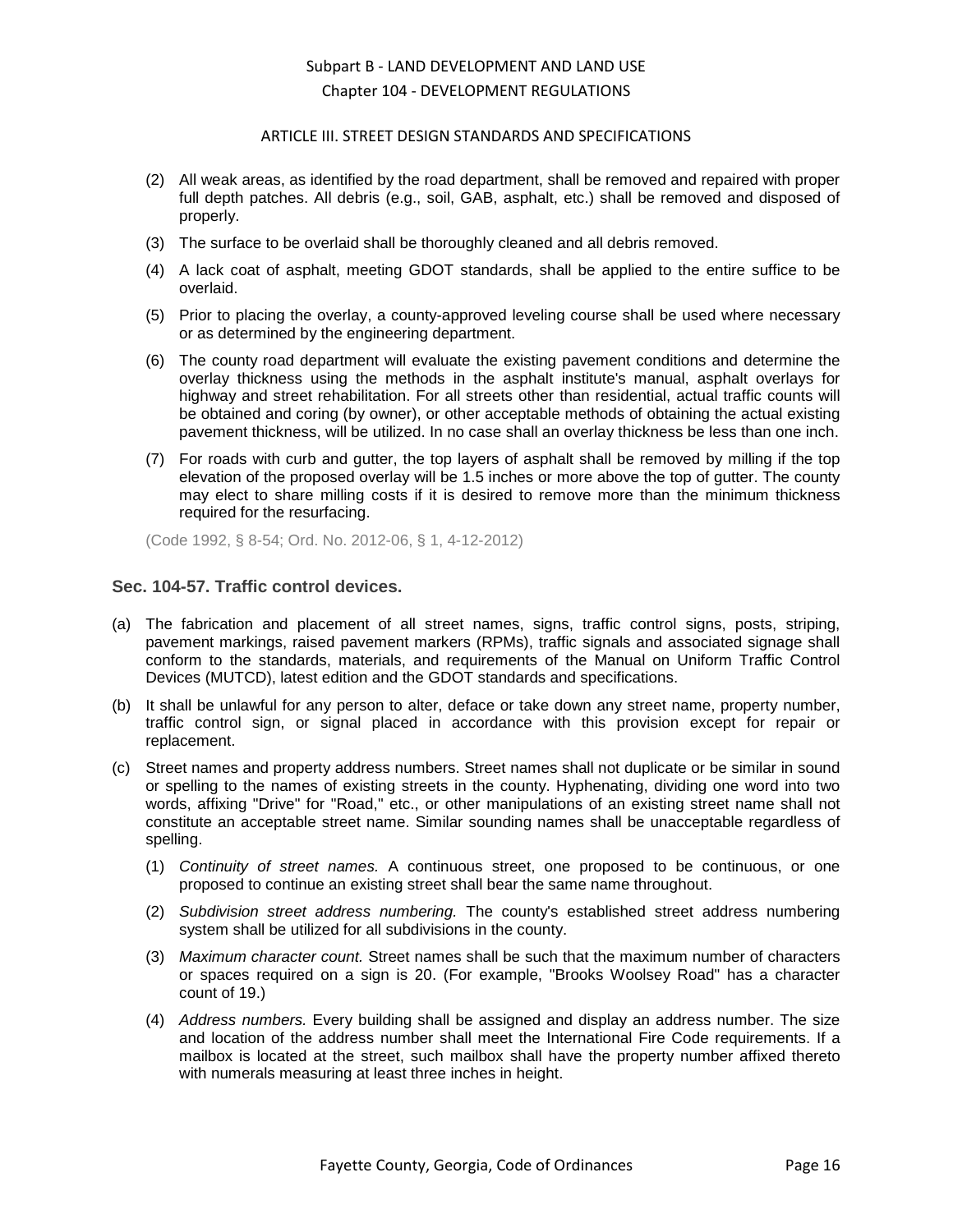(2) All weak areas, as identified by the road department, shall be removed and repaired with proper full depth patches. All debris (e.g., soil, GAB, asphalt, etc.) shall be removed and disposed of properly.

(3) The surface to be overlaid shall be thoroughly cleaned and all debris removed.

(4) A lack coat of asphalt, meeting GDOT standards, shall be applied to the entire suffice to be overlaid.

(5) Prior to placing the overlay, a county-approved leveling course shall be used where necessary or as determined by the engineering department.

(6) The county road department will evaluate the existing pavement conditions and determine the overlay thickness using the methods in the asphalt institute's manual, asphalt overlays for highway and street rehabilitation. For all streets other than residential, actual traffic counts will be obtained and coring (by owner), or other acceptable methods of obtaining the actual existing pavement thickness, will be utilized. In no case shall an overlay thickness be less than one inch.

(7) For roads with curb and gutter, the top layers of asphalt shall be removed by milling if the top elevation of the proposed overlay will be 1.5 inches or more above the top of gutter. The county may elect to share milling costs if it is desired to remove more than the minimum thickness required for the resurfacing.

(Code 1992, § 8-54; Ord. No. 2012-06, § 1, 4-12-2012)

### Sec. 104-57. Traffic control devices.

(a) The fabrication and placement of all street names, signs, traffic control signs, posts, striping, pavement markings, raised pavement markers (RPMs), traffic signals and associated signage shall conform to the standards, materials, and requirements of the Manual on Uniform Traffic Control Devices (MUTCD), latest edition and the GDOT standards and specifications.

(b) It shall be unlawful for any person to alter, deface or take down any street name, property number, traffic control sign, or signal placed in accordance with this provision except for repair or replacement.

(c) Street names and property address numbers. Street names shall not duplicate or be similar in sound or spelling to the names of existing streets in the county. Hyphenating, dividing one word into two words, affixing "Drive" for "Road," etc., or other manipulations of an existing street name shall not constitute an acceptable street name. Similar sounding names shall be unacceptable regardless of spelling.

(1) *Continuity of street names.* A continuous street, one proposed to be continuous, or one proposed to continue an existing street shall bear the same name throughout.

(2) *Subdivision street address numbering.* The county's established street address numbering system shall be utilized for all subdivisions in the county.

(3) *Maximum character count.* Street names shall be such that the maximum number of characters or spaces required on a sign is 20. (For example, "Brooks Woolsey Road" has a character count of 19.)

(4) *Address numbers.* Every building shall be assigned and display an address number. The size and location of the address number shall meet the International Fire Code requirements. If a mailbox is located at the street, such mailbox shall have the property number affixed thereto with numerals measuring at least three inches in height.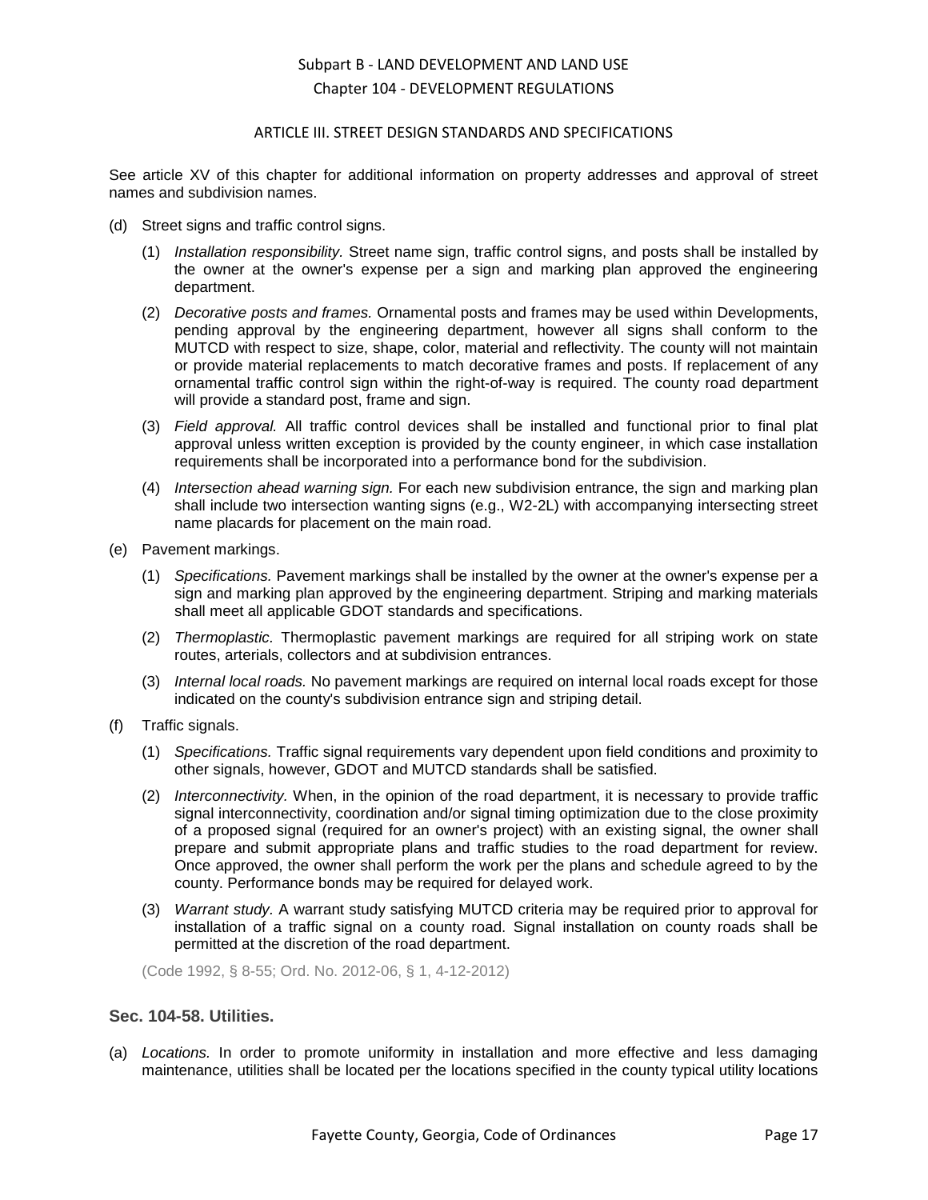See article XV of this chapter for additional information on property addresses and approval of street names and subdivision names.

(d) Street signs and traffic control signs.

(1) *Installation responsibility.* Street name sign, traffic control signs, and posts shall be installed by the owner at the owner's expense per a sign and marking plan approved the engineering department.

(2) *Decorative posts and frames.* Ornamental posts and frames may be used within Developments, pending approval by the engineering department, however all signs shall conform to the MUTCD with respect to size, shape, color, material and reflectivity. The county will not maintain or provide material replacements to match decorative frames and posts. If replacement of any ornamental traffic control sign within the right-of-way is required. The county road department will provide a standard post, frame and sign.

(3) *Field approval.* All traffic control devices shall be installed and functional prior to final plat approval unless written exception is provided by the county engineer, in which case installation requirements shall be incorporated into a performance bond for the subdivision.

(4) *Intersection ahead warning sign.* For each new subdivision entrance, the sign and marking plan shall include two intersection wanting signs (e.g., W2-2L) with accompanying intersecting street name placards for placement on the main road.

(e) Pavement markings.

(1) *Specifications.* Pavement markings shall be installed by the owner at the owner's expense per a sign and marking plan approved by the engineering department. Striping and marking materials shall meet all applicable GDOT standards and specifications.

(2) *Thermoplastic.* Thermoplastic pavement markings are required for all striping work on state routes, arterials, collectors and at subdivision entrances.

(3) *Internal local roads.* No pavement markings are required on internal local roads except for those indicated on the county's subdivision entrance sign and striping detail.

(f) Traffic signals.

(1) *Specifications.* Traffic signal requirements vary dependent upon field conditions and proximity to other signals, however, GDOT and MUTCD standards shall be satisfied.

(2) *Interconnectivity.* When, in the opinion of the road department, it is necessary to provide traffic signal interconnectivity, coordination and/or signal timing optimization due to the close proximity of a proposed signal (required for an owner's project) with an existing signal, the owner shall prepare and submit appropriate plans and traffic studies to the road department for review. Once approved, the owner shall perform the work per the plans and schedule agreed to by the county. Performance bonds may be required for delayed work.

(3) *Warrant study.* A warrant study satisfying MUTCD criteria may be required prior to approval for installation of a traffic signal on a county road. Signal installation on county roads shall be permitted at the discretion of the road department.

(Code 1992, § 8-55; Ord. No. 2012-06, § 1, 4-12-2012)

### Sec. 104-58. Utilities.

(a) *Locations.* In order to promote uniformity in installation and more effective and less damaging maintenance, utilities shall be located per the locations specified in the county typical utility locations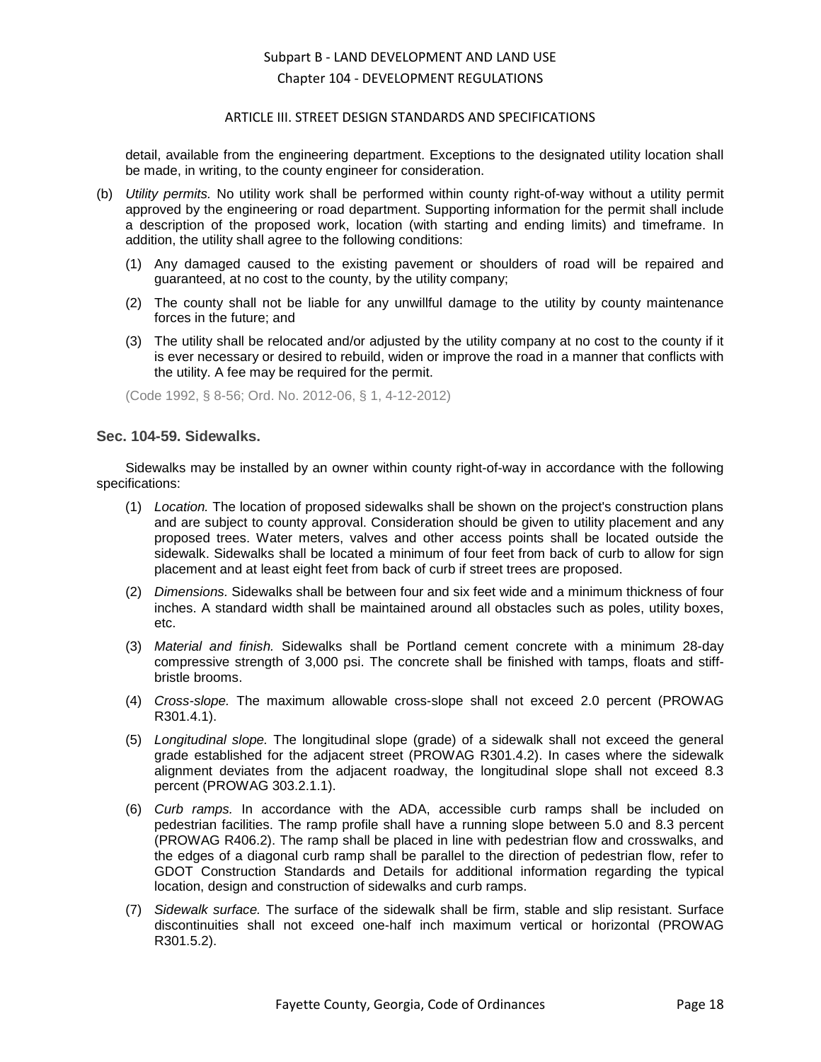detail, available from the engineering department. Exceptions to the designated utility location shall be made, in writing, to the county engineer for consideration.

(b) *Utility permits.* No utility work shall be performed within county right-of-way without a utility permit approved by the engineering or road department. Supporting information for the permit shall include a description of the proposed work, location (with starting and ending limits) and timeframe. In addition, the utility shall agree to the following conditions:

(1) Any damaged caused to the existing pavement or shoulders of road will be repaired and guaranteed, at no cost to the county, by the utility company;

(2) The county shall not be liable for any unwillful damage to the utility by county maintenance forces in the future; and

(3) The utility shall be relocated and/or adjusted by the utility company at no cost to the county if it is ever necessary or desired to rebuild, widen or improve the road in a manner that conflicts with the utility. A fee may be required for the permit.

(Code 1992, § 8-56; Ord. No. 2012-06, § 1, 4-12-2012)

### Sec. 104-59. Sidewalks.

Sidewalks may be installed by an owner within county right-of-way in accordance with the following specifications:

(1) *Location.* The location of proposed sidewalks shall be shown on the project's construction plans and are subject to county approval. Consideration should be given to utility placement and any proposed trees. Water meters, valves and other access points shall be located outside the sidewalk. Sidewalks shall be located a minimum of four feet from back of curb to allow for sign placement and at least eight feet from back of curb if street trees are proposed.

(2) *Dimensions.* Sidewalks shall be between four and six feet wide and a minimum thickness of four inches. A standard width shall be maintained around all obstacles such as poles, utility boxes, etc.

(3) *Material and finish.* Sidewalks shall be Portland cement concrete with a minimum 28-day compressive strength of 3,000 psi. The concrete shall be finished with tamps, floats and stiff-bristle brooms.

(4) *Cross-slope.* The maximum allowable cross-slope shall not exceed 2.0 percent (PROWAG R301.4.1).

(5) *Longitudinal slope.* The longitudinal slope (grade) of a sidewalk shall not exceed the general grade established for the adjacent street (PROWAG R301.4.2). In cases where the sidewalk alignment deviates from the adjacent roadway, the longitudinal slope shall not exceed 8.3 percent (PROWAG 303.2.1.1).

(6) *Curb ramps.* In accordance with the ADA, accessible curb ramps shall be included on pedestrian facilities. The ramp profile shall have a running slope between 5.0 and 8.3 percent (PROWAG R406.2). The ramp shall be placed in line with pedestrian flow and crosswalks, and the edges of a diagonal curb ramp shall be parallel to the direction of pedestrian flow, refer to GDOT Construction Standards and Details for additional information regarding the typical location, design and construction of sidewalks and curb ramps.

(7) *Sidewalk surface.* The surface of the sidewalk shall be firm, stable and slip resistant. Surface discontinuities shall not exceed one-half inch maximum vertical or horizontal (PROWAG R301.5.2).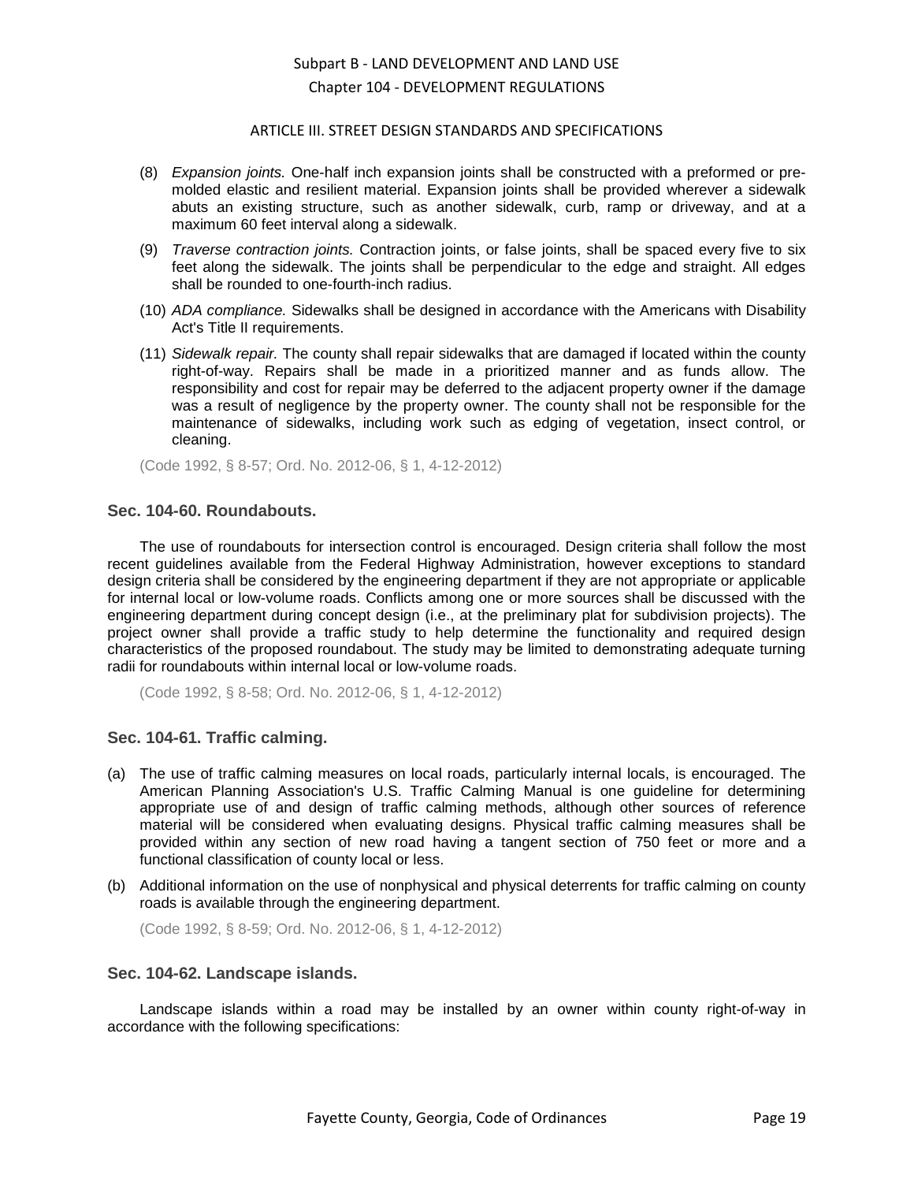(8) *Expansion joints.* One-half inch expansion joints shall be constructed with a preformed or pre-molded elastic and resilient material. Expansion joints shall be provided wherever a sidewalk abuts an existing structure, such as another sidewalk, curb, ramp or driveway, and at a maximum 60 feet interval along a sidewalk.

(9) *Traverse contraction joints.* Contraction joints, or false joints, shall be spaced every five to six feet along the sidewalk. The joints shall be perpendicular to the edge and straight. All edges shall be rounded to one-fourth-inch radius.

(10) *ADA compliance.* Sidewalks shall be designed in accordance with the Americans with Disability Act's Title II requirements.

(11) *Sidewalk repair.* The county shall repair sidewalks that are damaged if located within the county right-of-way. Repairs shall be made in a prioritized manner and as funds allow. The responsibility and cost for repair may be deferred to the adjacent property owner if the damage was a result of negligence by the property owner. The county shall not be responsible for the maintenance of sidewalks, including work such as edging of vegetation, insect control, or cleaning.

(Code 1992, § 8-57; Ord. No. 2012-06, § 1, 4-12-2012)

### Sec. 104-60. Roundabouts.

The use of roundabouts for intersection control is encouraged. Design criteria shall follow the most recent guidelines available from the Federal Highway Administration, however exceptions to standard design criteria shall be considered by the engineering department if they are not appropriate or applicable for internal local or low-volume roads. Conflicts among one or more sources shall be discussed with the engineering department during concept design (i.e., at the preliminary plat for subdivision projects). The project owner shall provide a traffic study to help determine the functionality and required design characteristics of the proposed roundabout. The study may be limited to demonstrating adequate turning radii for roundabouts within internal local or low-volume roads.

(Code 1992, § 8-58; Ord. No. 2012-06, § 1, 4-12-2012)

### Sec. 104-61. Traffic calming.

(a) The use of traffic calming measures on local roads, particularly internal locals, is encouraged. The American Planning Association's U.S. Traffic Calming Manual is one guideline for determining appropriate use of and design of traffic calming methods, although other sources of reference material will be considered when evaluating designs. Physical traffic calming measures shall be provided within any section of new road having a tangent section of 750 feet or more and a functional classification of county local or less.

(b) Additional information on the use of nonphysical and physical deterrents for traffic calming on county roads is available through the engineering department.

(Code 1992, § 8-59; Ord. No. 2012-06, § 1, 4-12-2012)

### Sec. 104-62. Landscape islands.

Landscape islands within a road may be installed by an owner within county right-of-way in accordance with the following specifications: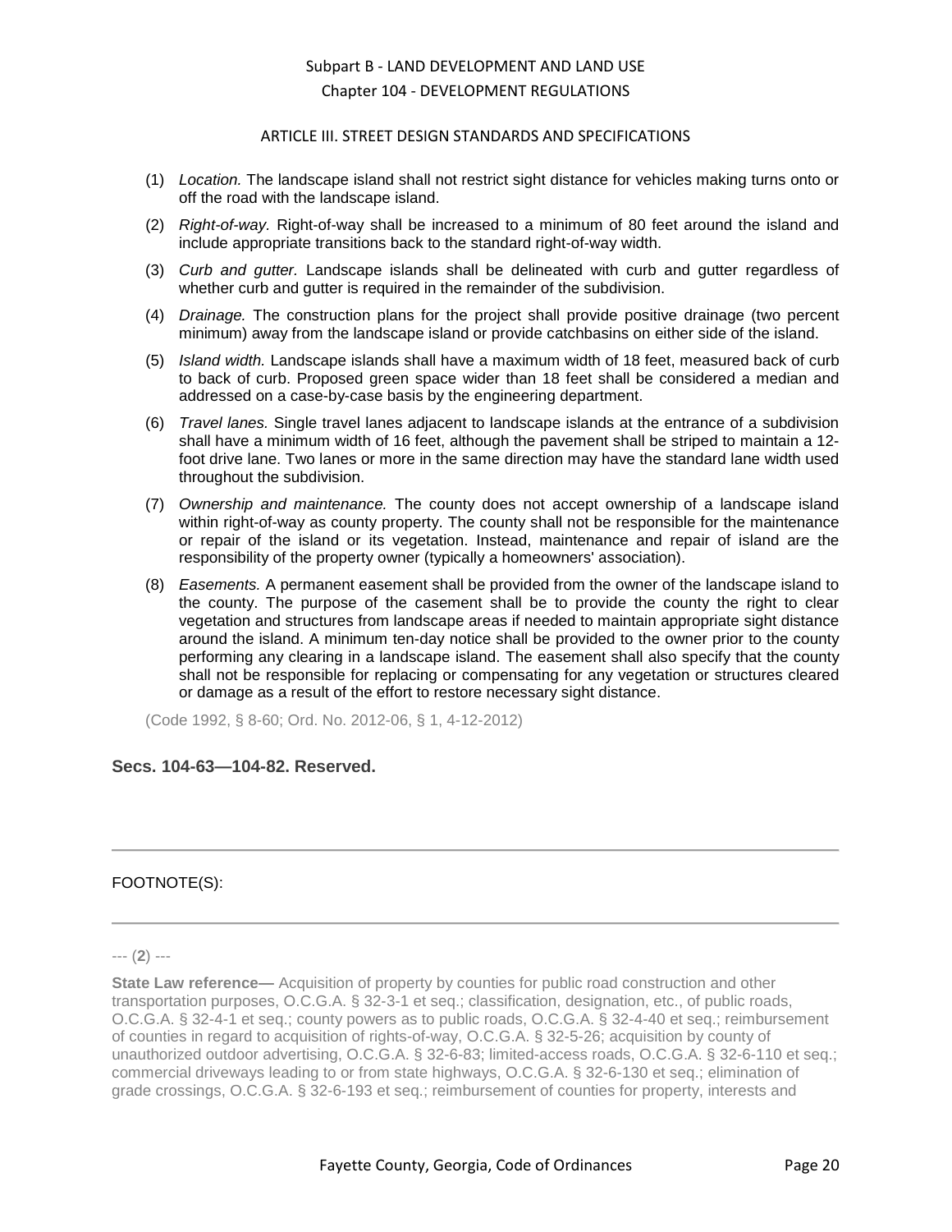(1) *Location.* The landscape island shall not restrict sight distance for vehicles making turns onto or off the road with the landscape island.

(2) *Right-of-way.* Right-of-way shall be increased to a minimum of 80 feet around the island and include appropriate transitions back to the standard right-of-way width.

(3) *Curb and gutter.* Landscape islands shall be delineated with curb and gutter regardless of whether curb and gutter is required in the remainder of the subdivision.

(4) *Drainage.* The construction plans for the project shall provide positive drainage (two percent minimum) away from the landscape island or provide catchbasins on either side of the island.

(5) *Island width.* Landscape islands shall have a maximum width of 18 feet, measured back of curb to back of curb. Proposed green space wider than 18 feet shall be considered a median and addressed on a case-by-case basis by the engineering department.

(6) *Travel lanes.* Single travel lanes adjacent to landscape islands at the entrance of a subdivision shall have a minimum width of 16 feet, although the pavement shall be striped to maintain a 12-foot drive lane. Two lanes or more in the same direction may have the standard lane width used throughout the subdivision.

(7) *Ownership and maintenance.* The county does not accept ownership of a landscape island within right-of-way as county property. The county shall not be responsible for the maintenance or repair of the island or its vegetation. Instead, maintenance and repair of island are the responsibility of the property owner (typically a homeowners' association).

(8) *Easements.* A permanent easement shall be provided from the owner of the landscape island to the county. The purpose of the casement shall be to provide the county the right to clear vegetation and structures from landscape areas if needed to maintain appropriate sight distance around the island. A minimum ten-day notice shall be provided to the owner prior to the county performing any clearing in a landscape island. The easement shall also specify that the county shall not be responsible for replacing or compensating for any vegetation or structures cleared or damage as a result of the effort to restore necessary sight distance.

(Code 1992, § 8-60; Ord. No. 2012-06, § 1, 4-12-2012)

**Secs. 104-63—104-82. Reserved.**

---

FOOTNOTE(S):

---

--- (**2**) ---

**State Law reference—** Acquisition of property by counties for public road construction and other transportation purposes, O.C.G.A. § 32-3-1 et seq.; classification, designation, etc., of public roads, O.C.G.A. § 32-4-1 et seq.; county powers as to public roads, O.C.G.A. § 32-4-40 et seq.; reimbursement of counties in regard to acquisition of rights-of-way, O.C.G.A. § 32-5-26; acquisition by county of unauthorized outdoor advertising, O.C.G.A. § 32-6-83; limited-access roads, O.C.G.A. § 32-6-110 et seq.; commercial driveways leading to or from state highways, O.C.G.A. § 32-6-130 et seq.; elimination of grade crossings, O.C.G.A. § 32-6-193 et seq.; reimbursement of counties for property, interests and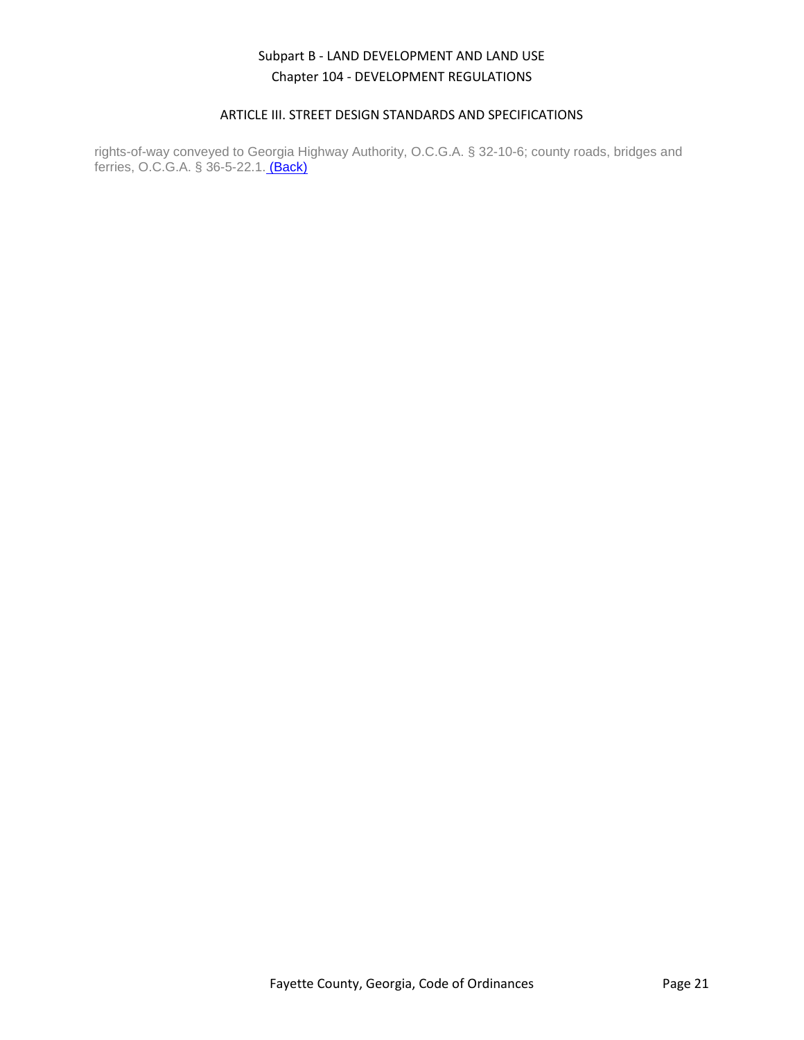rights-of-way conveyed to Georgia Highway Authority, O.C.G.A. § 32-10-6; county roads, bridges and ferries, O.C.G.A. § 36-5-22.1. (Back)